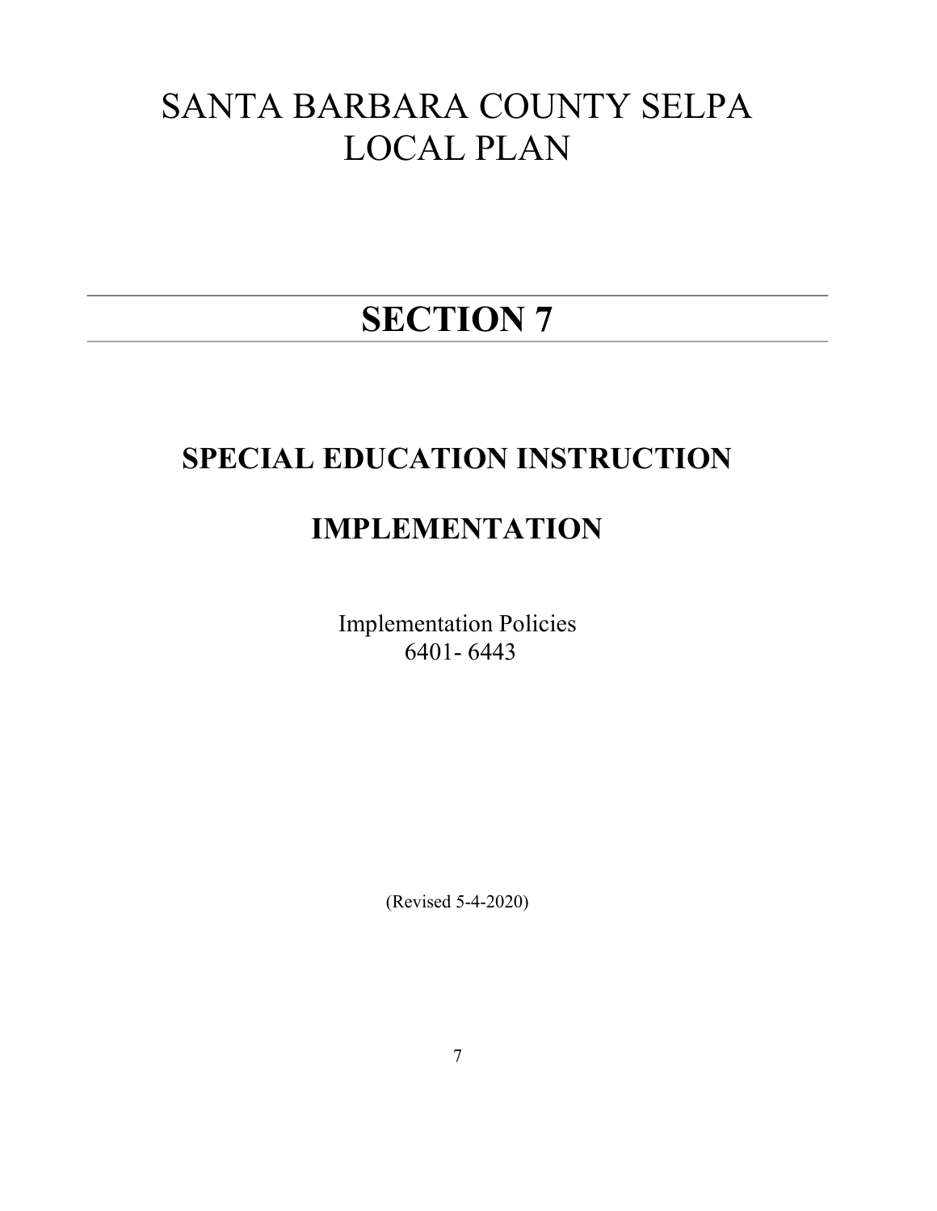# SANTA BARBARA COUNTY SELPA LOCAL PLAN

---

# SECTION 7

---

## SPECIAL EDUCATION INSTRUCTION

## IMPLEMENTATION

Implementation Policies
6401- 6443

(Revised 5-4-2020)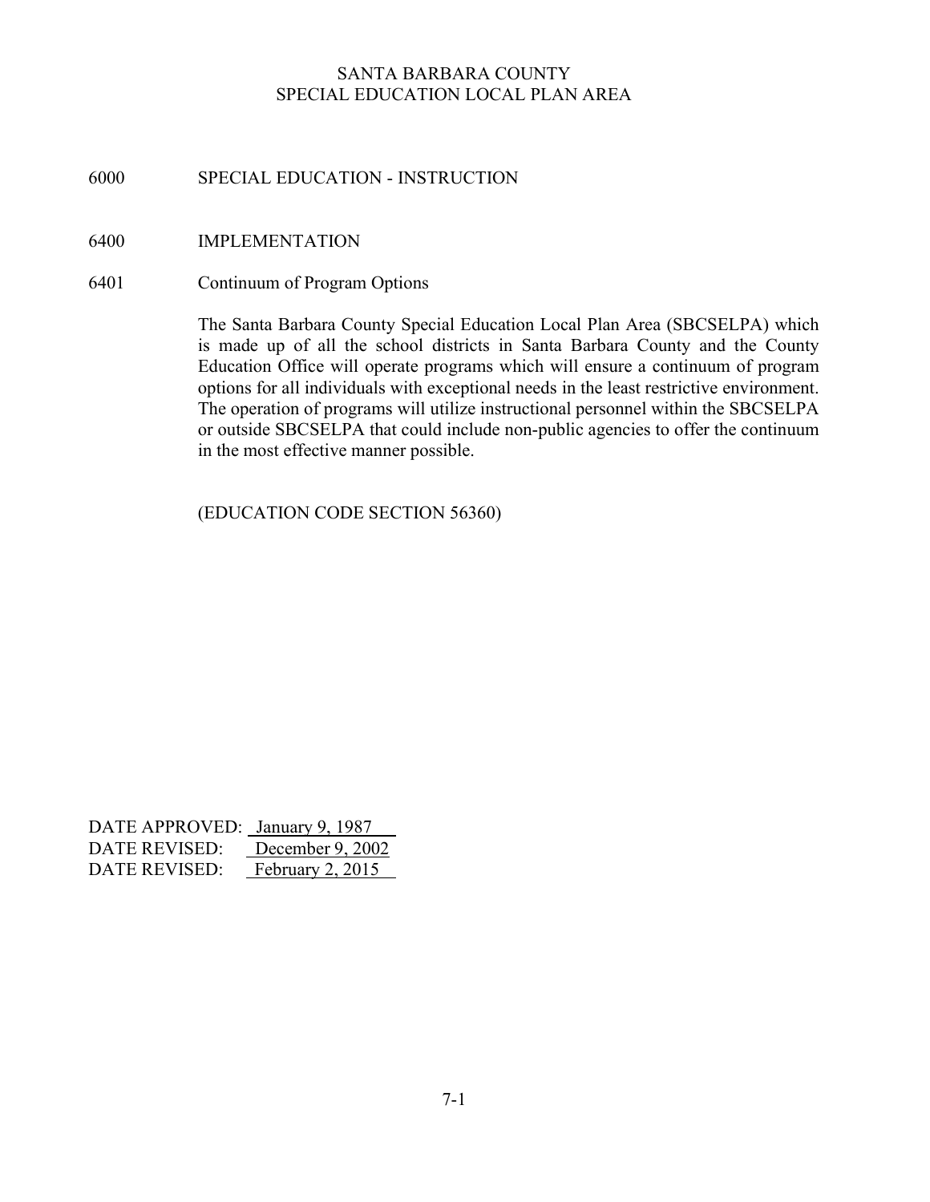SANTA BARBARA COUNTY
SPECIAL EDUCATION LOCAL PLAN AREA

# 6000 SPECIAL EDUCATION - INSTRUCTION

## 6400 IMPLEMENTATION

### 6401 Continuum of Program Options

The Santa Barbara County Special Education Local Plan Area (SBCSELPA) which is made up of all the school districts in Santa Barbara County and the County Education Office will operate programs which will ensure a continuum of program options for all individuals with exceptional needs in the least restrictive environment. The operation of programs will utilize instructional personnel within the SBCSELPA or outside SBCSELPA that could include non-public agencies to offer the continuum in the most effective manner possible.

(EDUCATION CODE SECTION 56360)

DATE APPROVED: January 9, 1987
DATE REVISED: December 9, 2002
DATE REVISED: February 2, 2015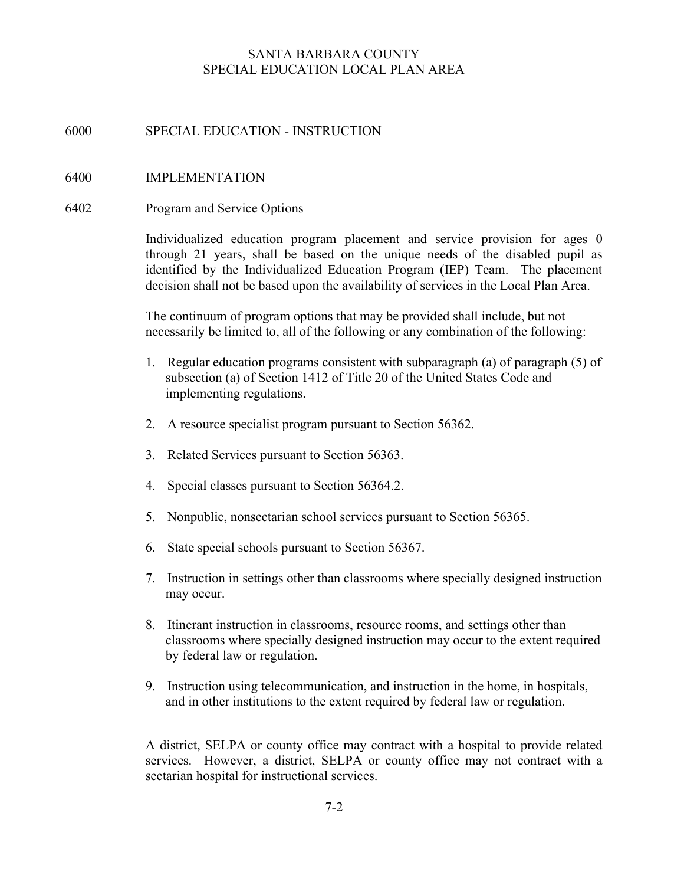SANTA BARBARA COUNTY
SPECIAL EDUCATION LOCAL PLAN AREA

# 6000 SPECIAL EDUCATION - INSTRUCTION

## 6400 IMPLEMENTATION

### 6402 Program and Service Options

Individualized education program placement and service provision for ages 0 through 21 years, shall be based on the unique needs of the disabled pupil as identified by the Individualized Education Program (IEP) Team. The placement decision shall not be based upon the availability of services in the Local Plan Area.

The continuum of program options that may be provided shall include, but not necessarily be limited to, all of the following or any combination of the following:

1. Regular education programs consistent with subparagraph (a) of paragraph (5) of subsection (a) of Section 1412 of Title 20 of the United States Code and implementing regulations.
2. A resource specialist program pursuant to Section 56362.
3. Related Services pursuant to Section 56363.
4. Special classes pursuant to Section 56364.2.
5. Nonpublic, nonsectarian school services pursuant to Section 56365.
6. State special schools pursuant to Section 56367.
7. Instruction in settings other than classrooms where specially designed instruction may occur.
8. Itinerant instruction in classrooms, resource rooms, and settings other than classrooms where specially designed instruction may occur to the extent required by federal law or regulation.
9. Instruction using telecommunication, and instruction in the home, in hospitals, and in other institutions to the extent required by federal law or regulation.

A district, SELPA or county office may contract with a hospital to provide related services. However, a district, SELPA or county office may not contract with a sectarian hospital for instructional services.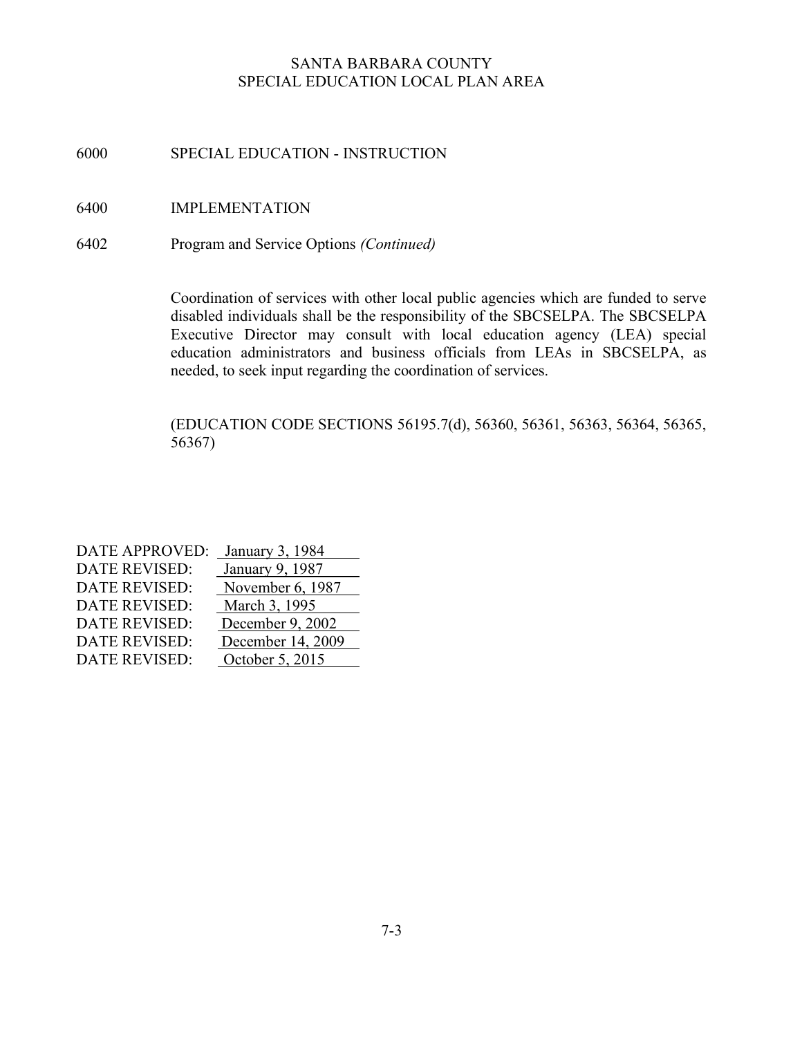SANTA BARBARA COUNTY
SPECIAL EDUCATION LOCAL PLAN AREA

## 6000 SPECIAL EDUCATION - INSTRUCTION

## 6400 IMPLEMENTATION

### 6402 Program and Service Options *(Continued)*

Coordination of services with other local public agencies which are funded to serve disabled individuals shall be the responsibility of the SBCSELPA. The SBCSELPA Executive Director may consult with local education agency (LEA) special education administrators and business officials from LEAs in SBCSELPA, as needed, to seek input regarding the coordination of services.

(EDUCATION CODE SECTIONS 56195.7(d), 56360, 56361, 56363, 56364, 56365, 56367)

DATE APPROVED: January 3, 1984
DATE REVISED: January 9, 1987
DATE REVISED: November 6, 1987
DATE REVISED: March 3, 1995
DATE REVISED: December 9, 2002
DATE REVISED: December 14, 2009
DATE REVISED: October 5, 2015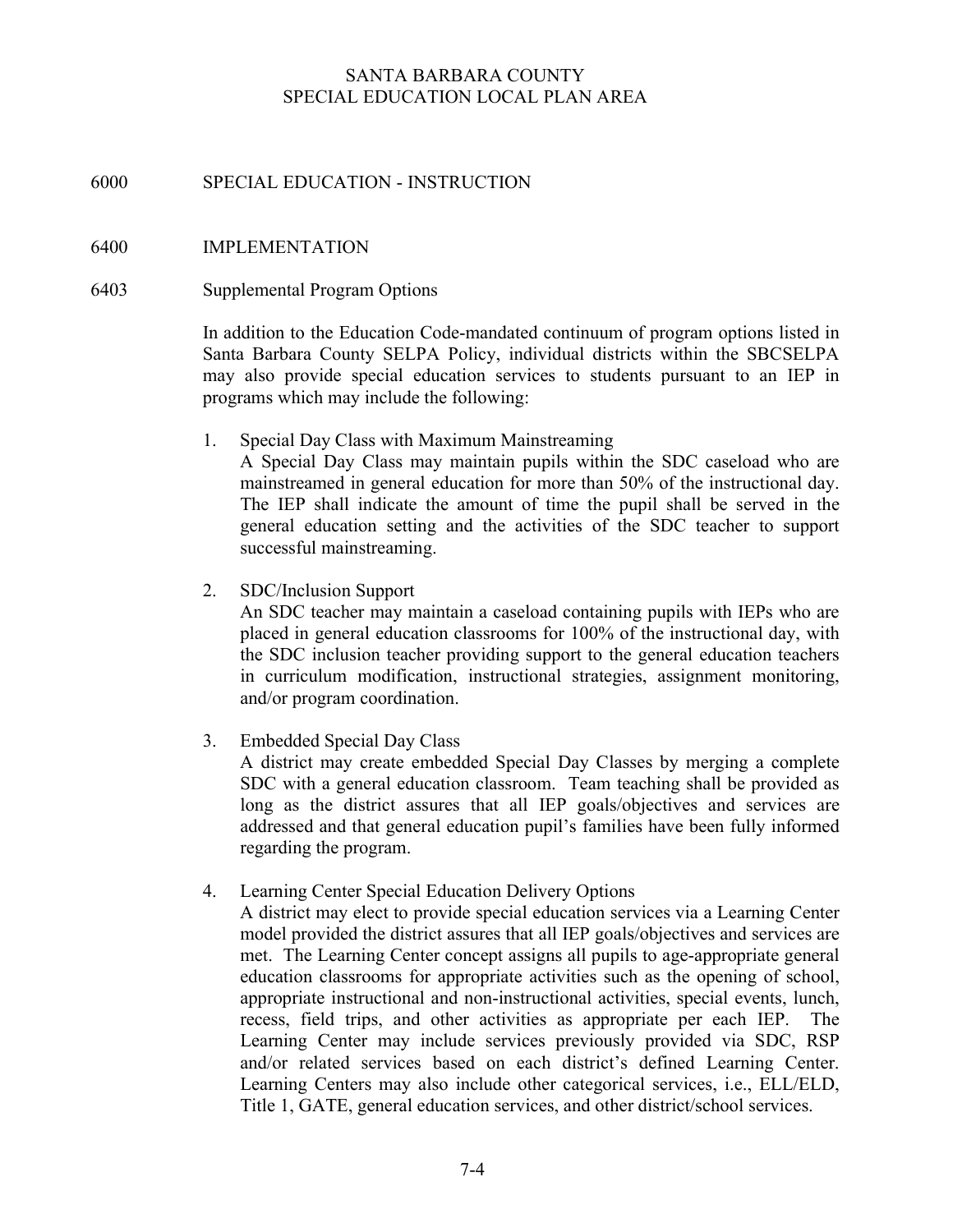SANTA BARBARA COUNTY
SPECIAL EDUCATION LOCAL PLAN AREA

# 6000 SPECIAL EDUCATION - INSTRUCTION

## 6400 IMPLEMENTATION

### 6403 Supplemental Program Options

In addition to the Education Code-mandated continuum of program options listed in Santa Barbara County SELPA Policy, individual districts within the SBCSELPA may also provide special education services to students pursuant to an IEP in programs which may include the following:

1. Special Day Class with Maximum Mainstreaming
   A Special Day Class may maintain pupils within the SDC caseload who are mainstreamed in general education for more than 50% of the instructional day. The IEP shall indicate the amount of time the pupil shall be served in the general education setting and the activities of the SDC teacher to support successful mainstreaming.

2. SDC/Inclusion Support
   An SDC teacher may maintain a caseload containing pupils with IEPs who are placed in general education classrooms for 100% of the instructional day, with the SDC inclusion teacher providing support to the general education teachers in curriculum modification, instructional strategies, assignment monitoring, and/or program coordination.

3. Embedded Special Day Class
   A district may create embedded Special Day Classes by merging a complete SDC with a general education classroom. Team teaching shall be provided as long as the district assures that all IEP goals/objectives and services are addressed and that general education pupil's families have been fully informed regarding the program.

4. Learning Center Special Education Delivery Options
   A district may elect to provide special education services via a Learning Center model provided the district assures that all IEP goals/objectives and services are met. The Learning Center concept assigns all pupils to age-appropriate general education classrooms for appropriate activities such as the opening of school, appropriate instructional and non-instructional activities, special events, lunch, recess, field trips, and other activities as appropriate per each IEP. The Learning Center may include services previously provided via SDC, RSP and/or related services based on each district's defined Learning Center. Learning Centers may also include other categorical services, i.e., ELL/ELD, Title 1, GATE, general education services, and other district/school services.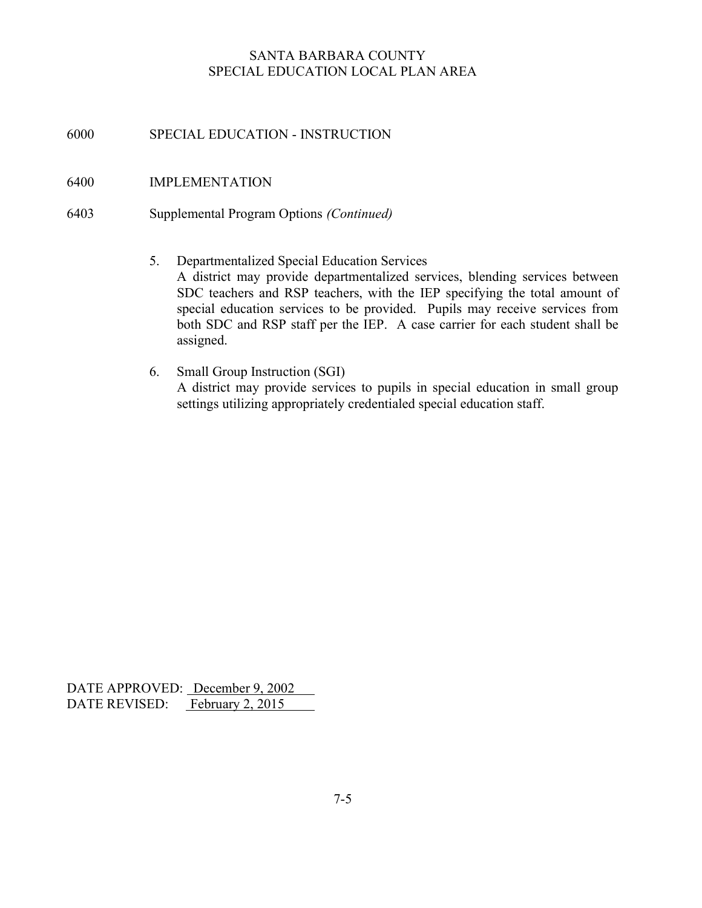SANTA BARBARA COUNTY
SPECIAL EDUCATION LOCAL PLAN AREA

# 6000 SPECIAL EDUCATION - INSTRUCTION

## 6400 IMPLEMENTATION

### 6403 Supplemental Program Options *(Continued)*

5. Departmentalized Special Education Services
   A district may provide departmentalized services, blending services between SDC teachers and RSP teachers, with the IEP specifying the total amount of special education services to be provided. Pupils may receive services from both SDC and RSP staff per the IEP. A case carrier for each student shall be assigned.

6. Small Group Instruction (SGI)
   A district may provide services to pupils in special education in small group settings utilizing appropriately credentialed special education staff.

DATE APPROVED: December 9, 2002
DATE REVISED: February 2, 2015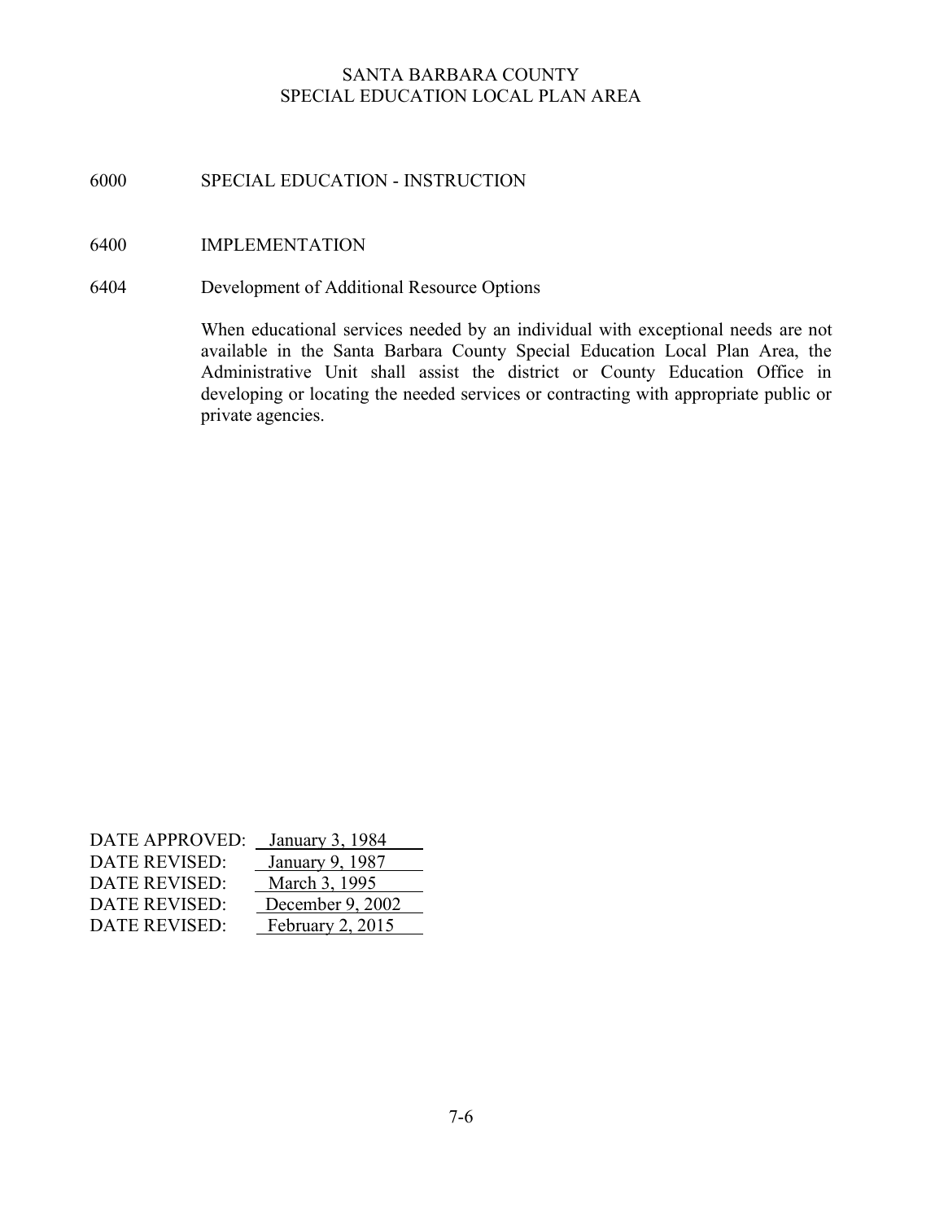SANTA BARBARA COUNTY
SPECIAL EDUCATION LOCAL PLAN AREA

# 6000 SPECIAL EDUCATION - INSTRUCTION

## 6400 IMPLEMENTATION

### 6404 Development of Additional Resource Options

When educational services needed by an individual with exceptional needs are not available in the Santa Barbara County Special Education Local Plan Area, the Administrative Unit shall assist the district or County Education Office in developing or locating the needed services or contracting with appropriate public or private agencies.

| | |
|---|---|
| DATE APPROVED: | January 3, 1984 |
| DATE REVISED: | January 9, 1987 |
| DATE REVISED: | March 3, 1995 |
| DATE REVISED: | December 9, 2002 |
| DATE REVISED: | February 2, 2015 |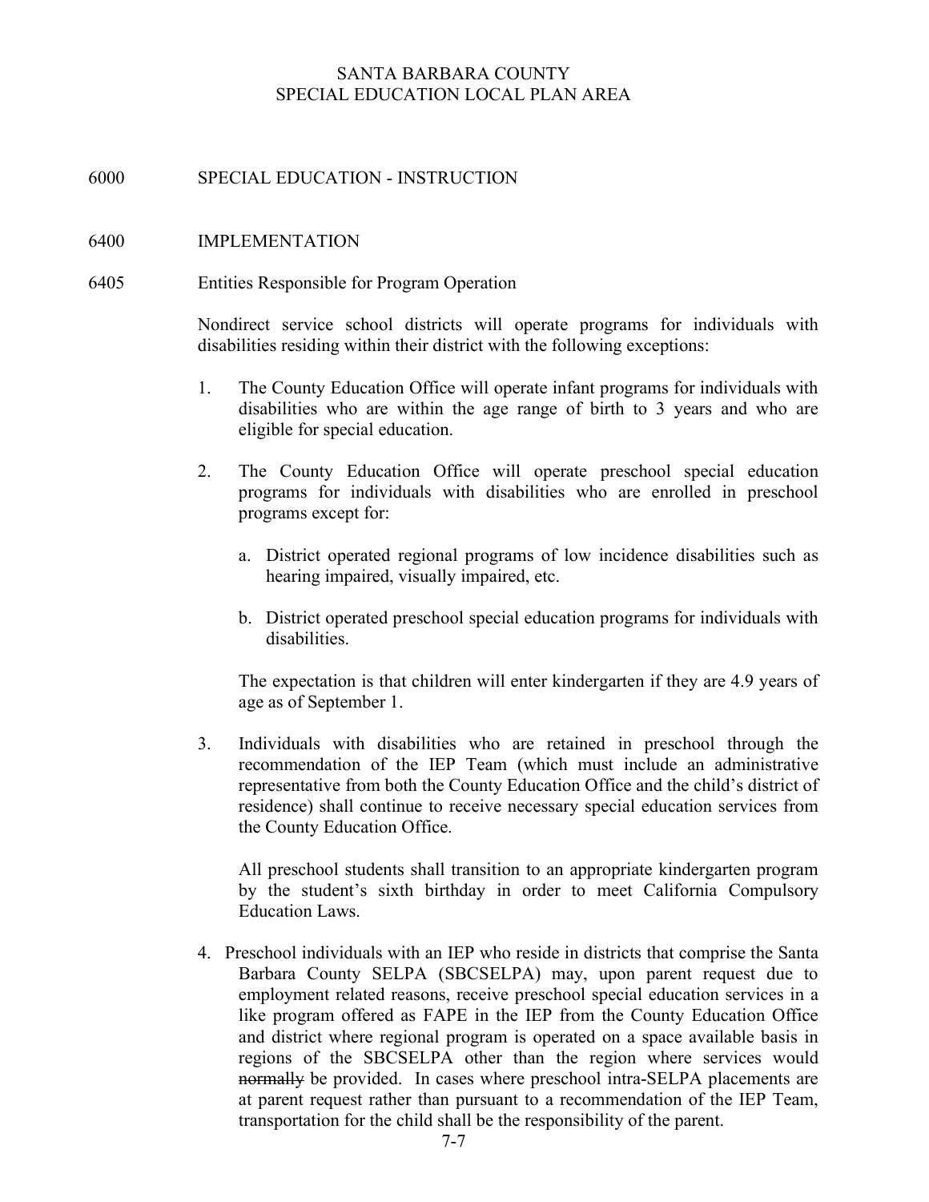SANTA BARBARA COUNTY
SPECIAL EDUCATION LOCAL PLAN AREA

# 6000 SPECIAL EDUCATION - INSTRUCTION

## 6400 IMPLEMENTATION

### 6405 Entities Responsible for Program Operation

Nondirect service school districts will operate programs for individuals with disabilities residing within their district with the following exceptions:

1. The County Education Office will operate infant programs for individuals with disabilities who are within the age range of birth to 3 years and who are eligible for special education.

2. The County Education Office will operate preschool special education programs for individuals with disabilities who are enrolled in preschool programs except for:

   a. District operated regional programs of low incidence disabilities such as hearing impaired, visually impaired, etc.

   b. District operated preschool special education programs for individuals with disabilities.

   The expectation is that children will enter kindergarten if they are 4.9 years of age as of September 1.

3. Individuals with disabilities who are retained in preschool through the recommendation of the IEP Team (which must include an administrative representative from both the County Education Office and the child's district of residence) shall continue to receive necessary special education services from the County Education Office.

   All preschool students shall transition to an appropriate kindergarten program by the student's sixth birthday in order to meet California Compulsory Education Laws.

4. Preschool individuals with an IEP who reside in districts that comprise the Santa Barbara County SELPA (SBCSELPA) may, upon parent request due to employment related reasons, receive preschool special education services in a like program offered as FAPE in the IEP from the County Education Office and district where regional program is operated on a space available basis in regions of the SBCSELPA other than the region where services would ~~normally~~ be provided. In cases where preschool intra-SELPA placements are at parent request rather than pursuant to a recommendation of the IEP Team, transportation for the child shall be the responsibility of the parent.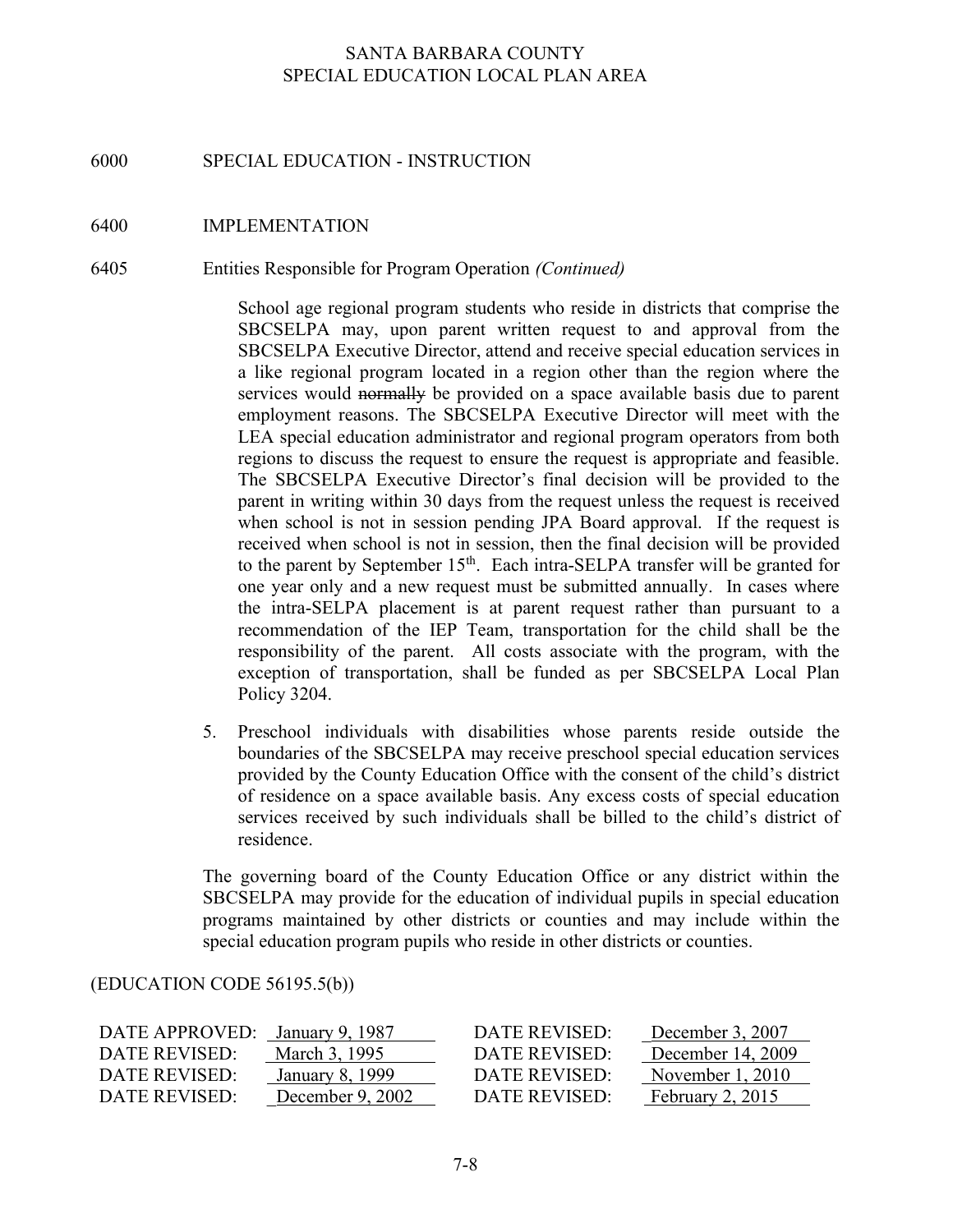SANTA BARBARA COUNTY
SPECIAL EDUCATION LOCAL PLAN AREA

6000 SPECIAL EDUCATION - INSTRUCTION

6400 IMPLEMENTATION

6405 Entities Responsible for Program Operation *(Continued)*

School age regional program students who reside in districts that comprise the SBCSELPA may, upon parent written request to and approval from the SBCSELPA Executive Director, attend and receive special education services in a like regional program located in a region other than the region where the services would ~~normally~~ be provided on a space available basis due to parent employment reasons. The SBCSELPA Executive Director will meet with the LEA special education administrator and regional program operators from both regions to discuss the request to ensure the request is appropriate and feasible. The SBCSELPA Executive Director's final decision will be provided to the parent in writing within 30 days from the request unless the request is received when school is not in session pending JPA Board approval. If the request is received when school is not in session, then the final decision will be provided to the parent by September 15th. Each intra-SELPA transfer will be granted for one year only and a new request must be submitted annually. In cases where the intra-SELPA placement is at parent request rather than pursuant to a recommendation of the IEP Team, transportation for the child shall be the responsibility of the parent. All costs associate with the program, with the exception of transportation, shall be funded as per SBCSELPA Local Plan Policy 3204.

5. Preschool individuals with disabilities whose parents reside outside the boundaries of the SBCSELPA may receive preschool special education services provided by the County Education Office with the consent of the child's district of residence on a space available basis. Any excess costs of special education services received by such individuals shall be billed to the child's district of residence.

The governing board of the County Education Office or any district within the SBCSELPA may provide for the education of individual pupils in special education programs maintained by other districts or counties and may include within the special education program pupils who reside in other districts or counties.

(EDUCATION CODE 56195.5(b))

| | | | |
|---|---|---|---|
| DATE APPROVED: | January 9, 1987 | DATE REVISED: | December 3, 2007 |
| DATE REVISED: | March 3, 1995 | DATE REVISED: | December 14, 2009 |
| DATE REVISED: | January 8, 1999 | DATE REVISED: | November 1, 2010 |
| DATE REVISED: | December 9, 2002 | DATE REVISED: | February 2, 2015 |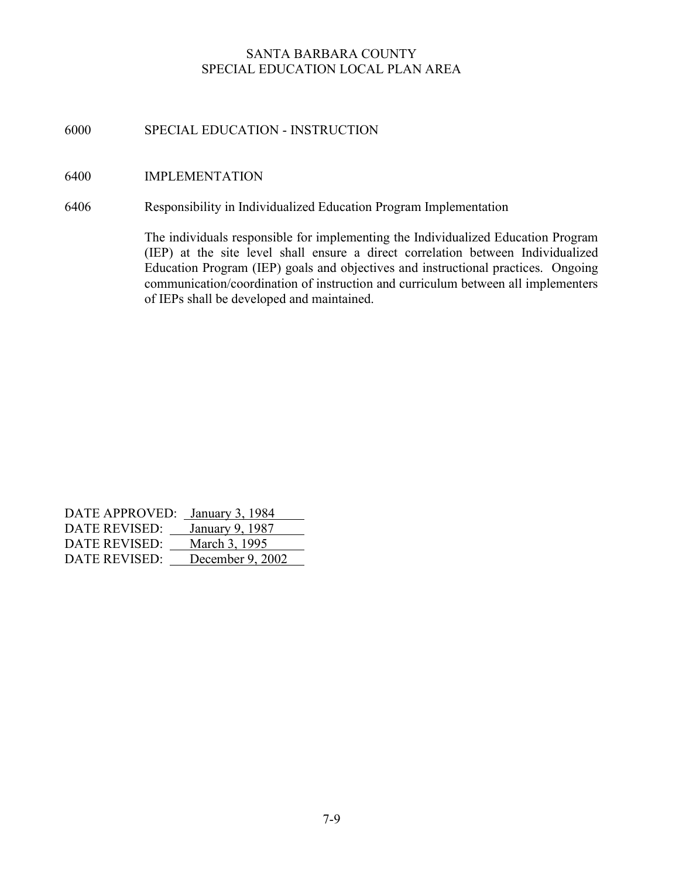SANTA BARBARA COUNTY
SPECIAL EDUCATION LOCAL PLAN AREA

## 6000 SPECIAL EDUCATION - INSTRUCTION

## 6400 IMPLEMENTATION

### 6406 Responsibility in Individualized Education Program Implementation

The individuals responsible for implementing the Individualized Education Program (IEP) at the site level shall ensure a direct correlation between Individualized Education Program (IEP) goals and objectives and instructional practices. Ongoing communication/coordination of instruction and curriculum between all implementers of IEPs shall be developed and maintained.

DATE APPROVED: January 3, 1984
DATE REVISED: January 9, 1987
DATE REVISED: March 3, 1995
DATE REVISED: December 9, 2002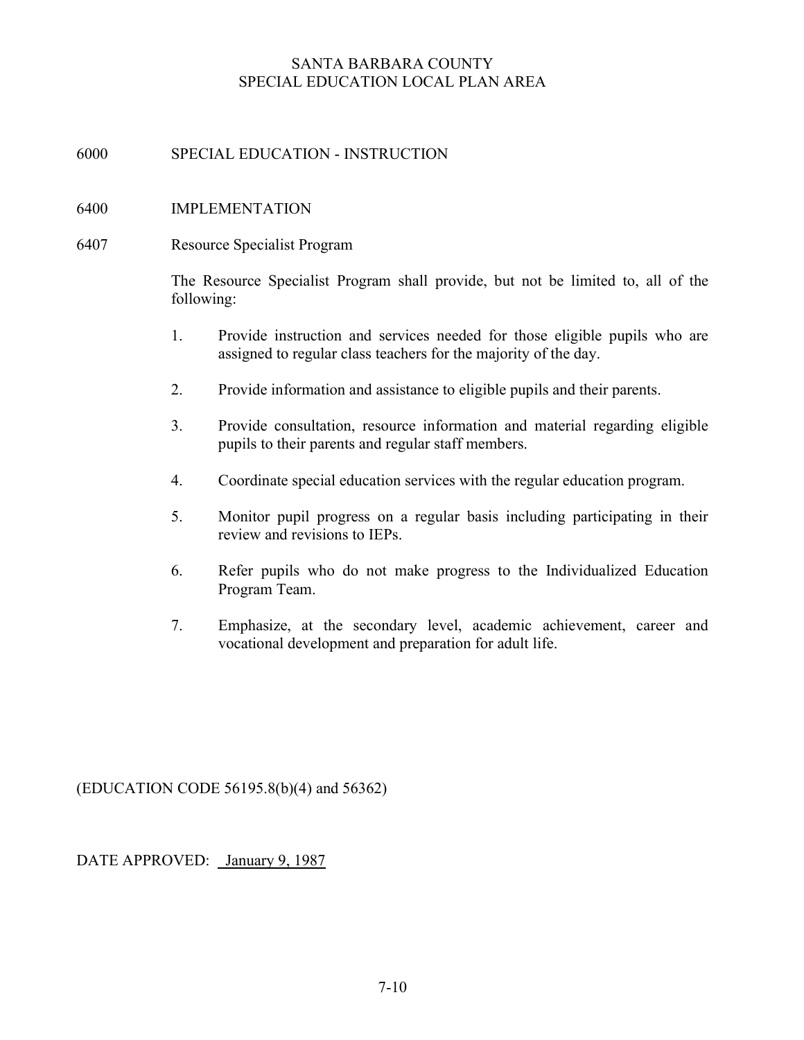SANTA BARBARA COUNTY
SPECIAL EDUCATION LOCAL PLAN AREA

# 6000 SPECIAL EDUCATION - INSTRUCTION

## 6400 IMPLEMENTATION

### 6407 Resource Specialist Program

The Resource Specialist Program shall provide, but not be limited to, all of the following:

1. Provide instruction and services needed for those eligible pupils who are assigned to regular class teachers for the majority of the day.
2. Provide information and assistance to eligible pupils and their parents.
3. Provide consultation, resource information and material regarding eligible pupils to their parents and regular staff members.
4. Coordinate special education services with the regular education program.
5. Monitor pupil progress on a regular basis including participating in their review and revisions to IEPs.
6. Refer pupils who do not make progress to the Individualized Education Program Team.
7. Emphasize, at the secondary level, academic achievement, career and vocational development and preparation for adult life.

(EDUCATION CODE 56195.8(b)(4) and 56362)

DATE APPROVED: January 9, 1987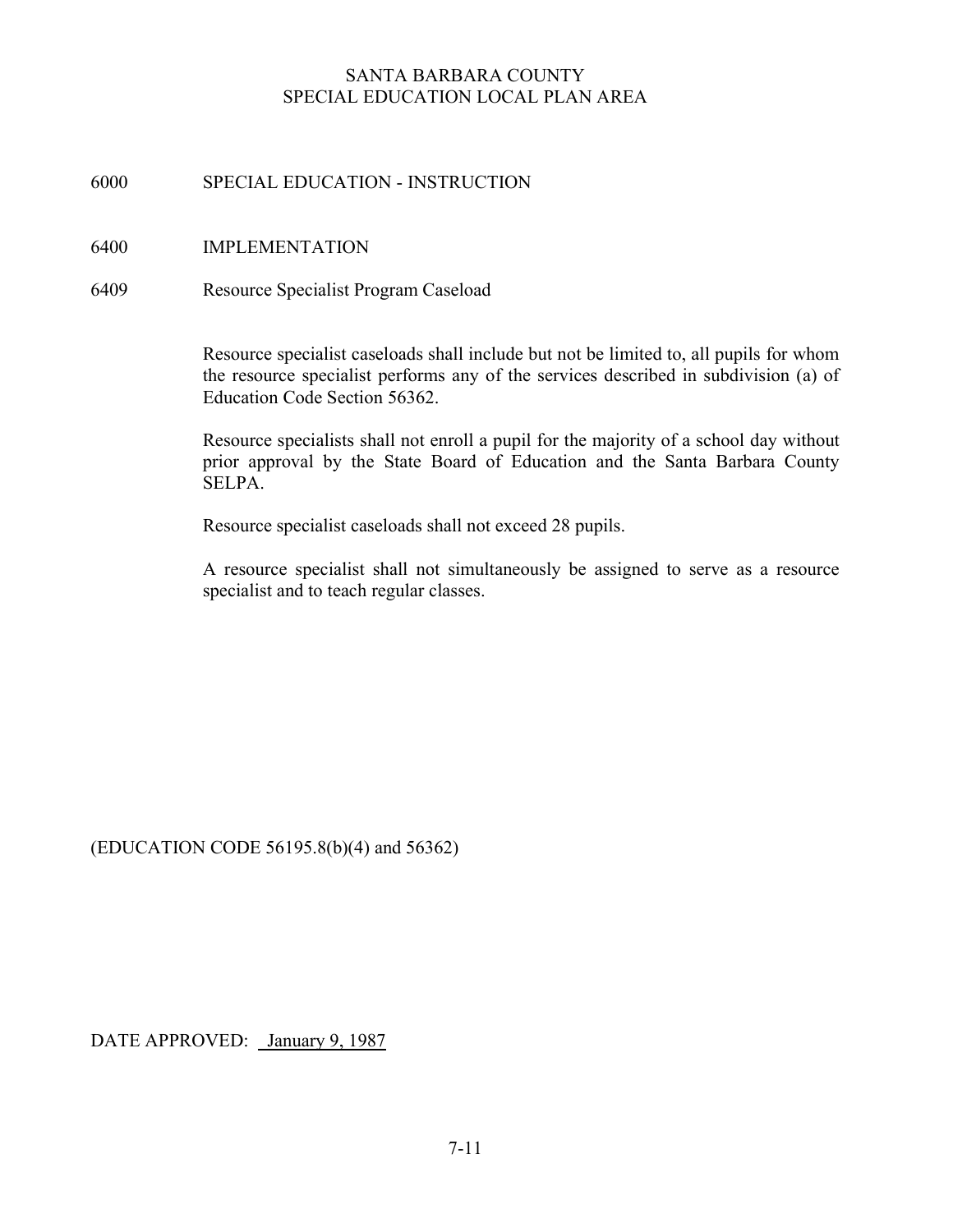SANTA BARBARA COUNTY
SPECIAL EDUCATION LOCAL PLAN AREA

# 6000 SPECIAL EDUCATION - INSTRUCTION

## 6400 IMPLEMENTATION

### 6409 Resource Specialist Program Caseload

Resource specialist caseloads shall include but not be limited to, all pupils for whom the resource specialist performs any of the services described in subdivision (a) of Education Code Section 56362.

Resource specialists shall not enroll a pupil for the majority of a school day without prior approval by the State Board of Education and the Santa Barbara County SELPA.

Resource specialist caseloads shall not exceed 28 pupils.

A resource specialist shall not simultaneously be assigned to serve as a resource specialist and to teach regular classes.

(EDUCATION CODE 56195.8(b)(4) and 56362)

DATE APPROVED: January 9, 1987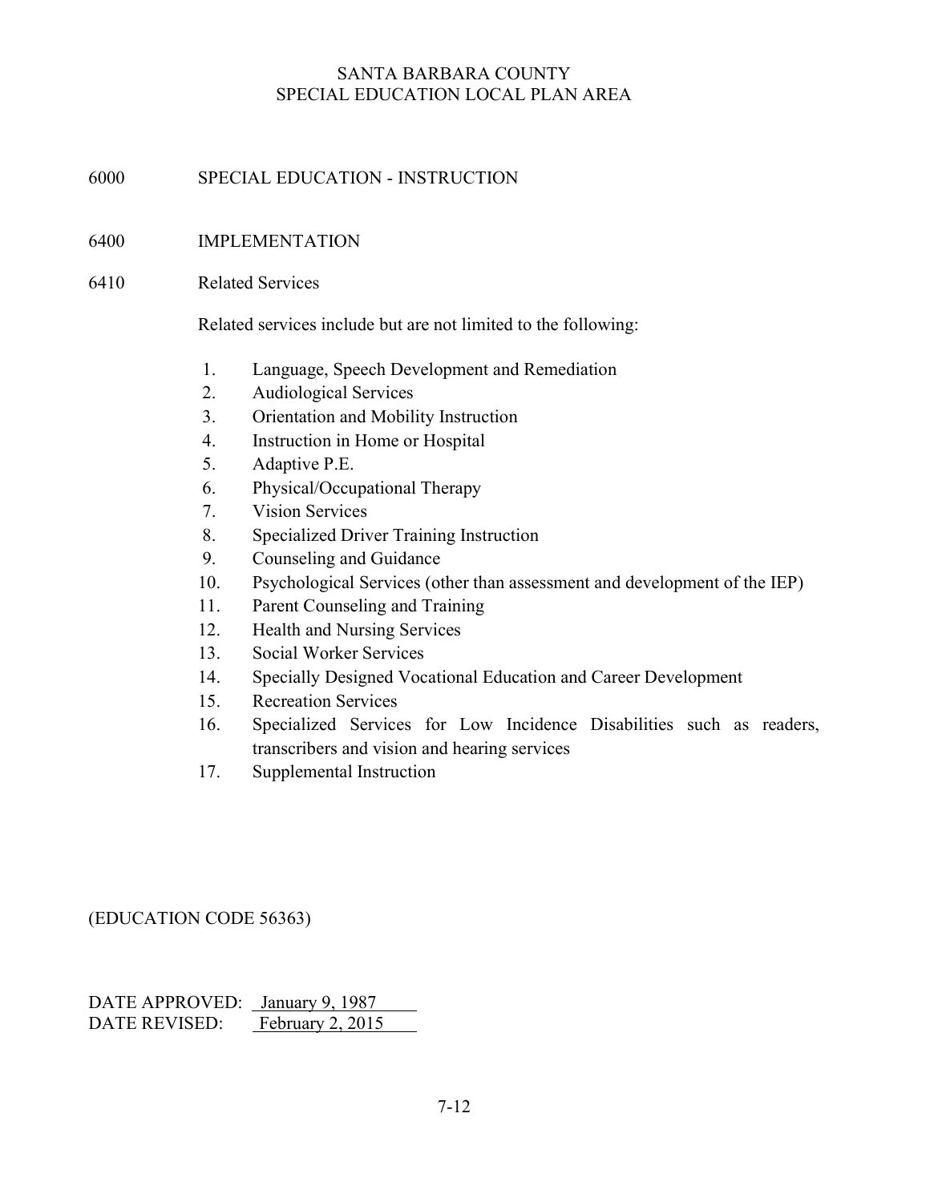SANTA BARBARA COUNTY
SPECIAL EDUCATION LOCAL PLAN AREA

# 6000 SPECIAL EDUCATION - INSTRUCTION

## 6400 IMPLEMENTATION

### 6410 Related Services

Related services include but are not limited to the following:

1. Language, Speech Development and Remediation
2. Audiological Services
3. Orientation and Mobility Instruction
4. Instruction in Home or Hospital
5. Adaptive P.E.
6. Physical/Occupational Therapy
7. Vision Services
8. Specialized Driver Training Instruction
9. Counseling and Guidance
10. Psychological Services (other than assessment and development of the IEP)
11. Parent Counseling and Training
12. Health and Nursing Services
13. Social Worker Services
14. Specially Designed Vocational Education and Career Development
15. Recreation Services
16. Specialized Services for Low Incidence Disabilities such as readers, transcribers and vision and hearing services
17. Supplemental Instruction

(EDUCATION CODE 56363)

DATE APPROVED: January 9, 1987
DATE REVISED: February 2, 2015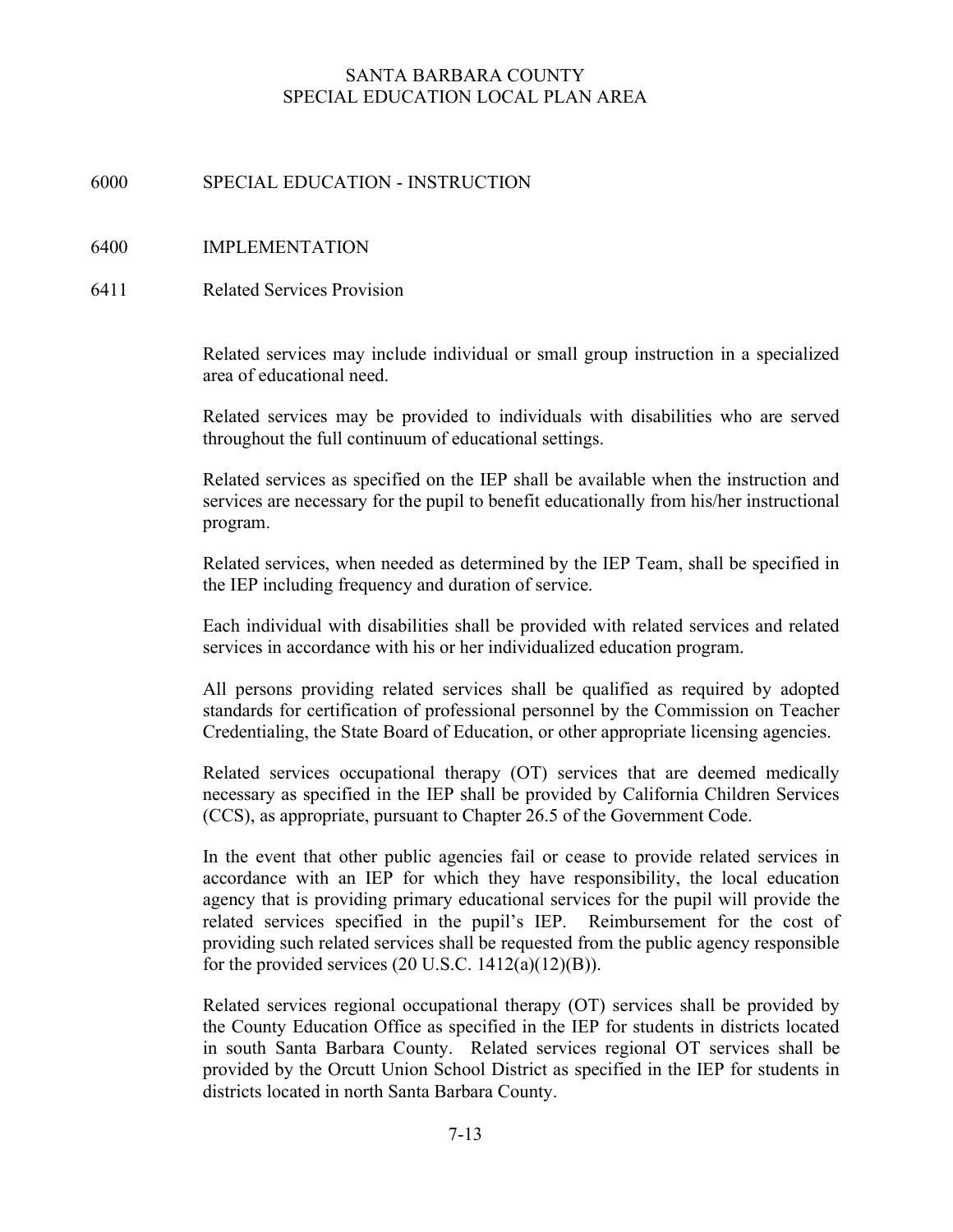# SANTA BARBARA COUNTY
# SPECIAL EDUCATION LOCAL PLAN AREA

## 6000 SPECIAL EDUCATION - INSTRUCTION

## 6400 IMPLEMENTATION

### 6411 Related Services Provision

Related services may include individual or small group instruction in a specialized area of educational need.

Related services may be provided to individuals with disabilities who are served throughout the full continuum of educational settings.

Related services as specified on the IEP shall be available when the instruction and services are necessary for the pupil to benefit educationally from his/her instructional program.

Related services, when needed as determined by the IEP Team, shall be specified in the IEP including frequency and duration of service.

Each individual with disabilities shall be provided with related services and related services in accordance with his or her individualized education program.

All persons providing related services shall be qualified as required by adopted standards for certification of professional personnel by the Commission on Teacher Credentialing, the State Board of Education, or other appropriate licensing agencies.

Related services occupational therapy (OT) services that are deemed medically necessary as specified in the IEP shall be provided by California Children Services (CCS), as appropriate, pursuant to Chapter 26.5 of the Government Code.

In the event that other public agencies fail or cease to provide related services in accordance with an IEP for which they have responsibility, the local education agency that is providing primary educational services for the pupil will provide the related services specified in the pupil's IEP. Reimbursement for the cost of providing such related services shall be requested from the public agency responsible for the provided services (20 U.S.C. 1412(a)(12)(B)).

Related services regional occupational therapy (OT) services shall be provided by the County Education Office as specified in the IEP for students in districts located in south Santa Barbara County. Related services regional OT services shall be provided by the Orcutt Union School District as specified in the IEP for students in districts located in north Santa Barbara County.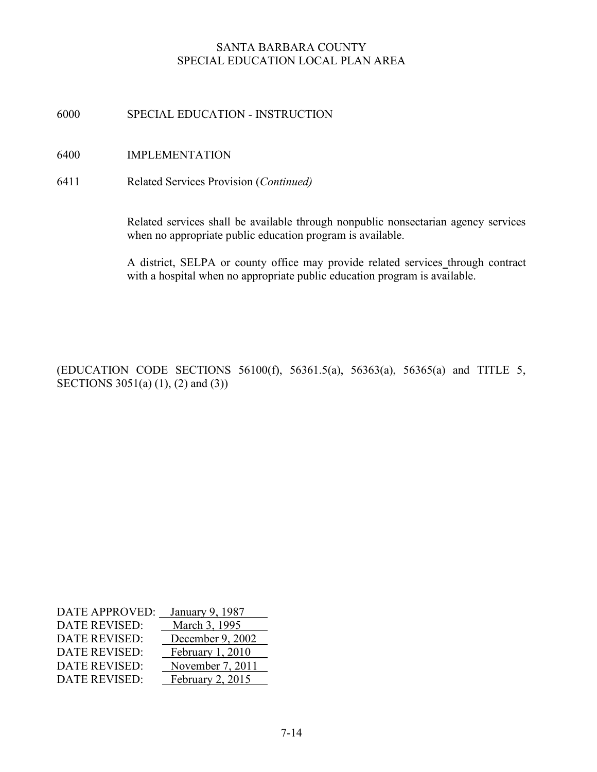SANTA BARBARA COUNTY
SPECIAL EDUCATION LOCAL PLAN AREA

6000 SPECIAL EDUCATION - INSTRUCTION

6400 IMPLEMENTATION

6411 Related Services Provision (*Continued)*

Related services shall be available through nonpublic nonsectarian agency services when no appropriate public education program is available.

A district, SELPA or county office may provide related services through contract with a hospital when no appropriate public education program is available.

(EDUCATION CODE SECTIONS 56100(f), 56361.5(a), 56363(a), 56365(a) and TITLE 5, SECTIONS 3051(a) (1), (2) and (3))

| | |
|---|---|
| DATE APPROVED: | January 9, 1987 |
| DATE REVISED: | March 3, 1995 |
| DATE REVISED: | December 9, 2002 |
| DATE REVISED: | February 1, 2010 |
| DATE REVISED: | November 7, 2011 |
| DATE REVISED: | February 2, 2015 |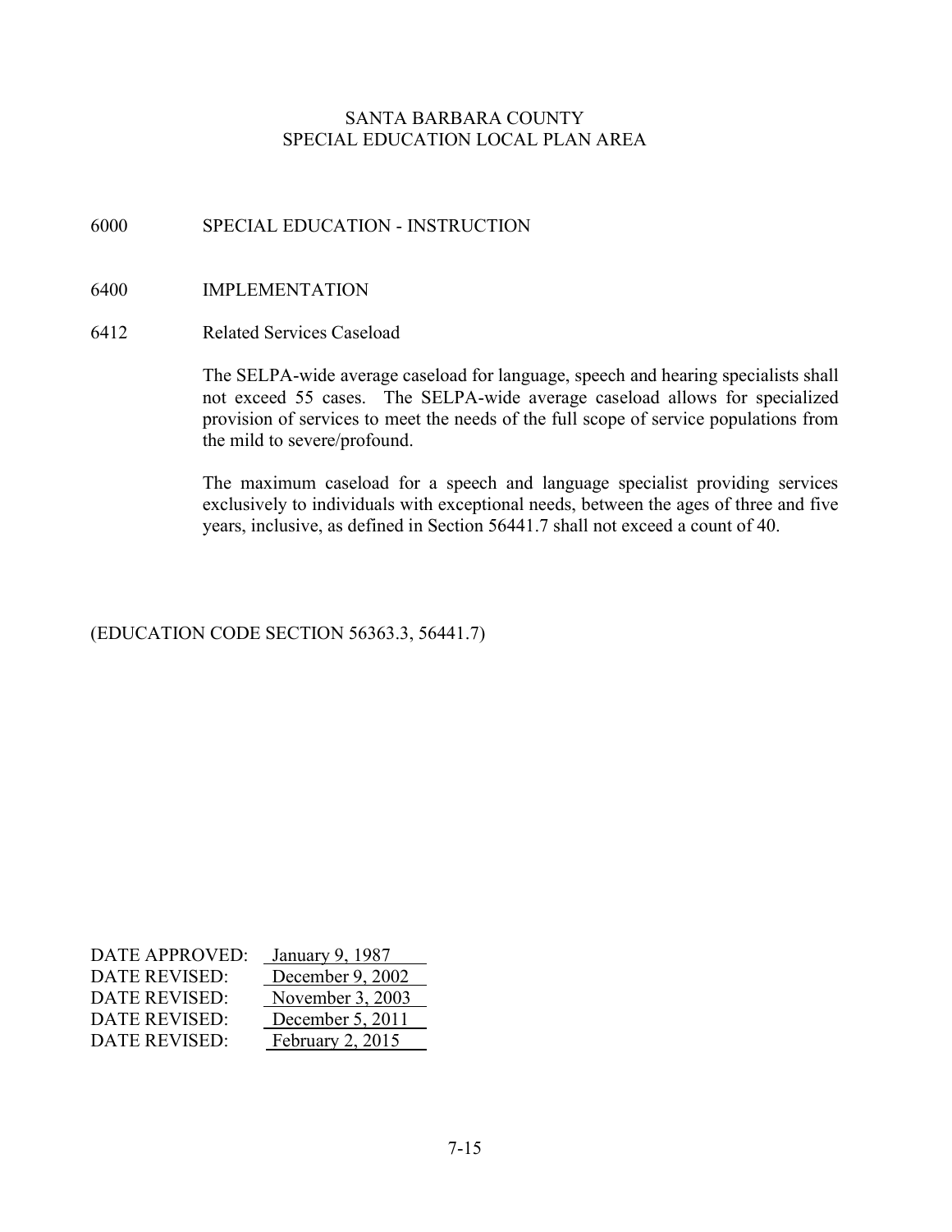SANTA BARBARA COUNTY
SPECIAL EDUCATION LOCAL PLAN AREA

## 6000 SPECIAL EDUCATION - INSTRUCTION

## 6400 IMPLEMENTATION

### 6412 Related Services Caseload

The SELPA-wide average caseload for language, speech and hearing specialists shall not exceed 55 cases. The SELPA-wide average caseload allows for specialized provision of services to meet the needs of the full scope of service populations from the mild to severe/profound.

The maximum caseload for a speech and language specialist providing services exclusively to individuals with exceptional needs, between the ages of three and five years, inclusive, as defined in Section 56441.7 shall not exceed a count of 40.

(EDUCATION CODE SECTION 56363.3, 56441.7)

| | |
|---|---|
| DATE APPROVED: | January 9, 1987 |
| DATE REVISED: | December 9, 2002 |
| DATE REVISED: | November 3, 2003 |
| DATE REVISED: | December 5, 2011 |
| DATE REVISED: | February 2, 2015 |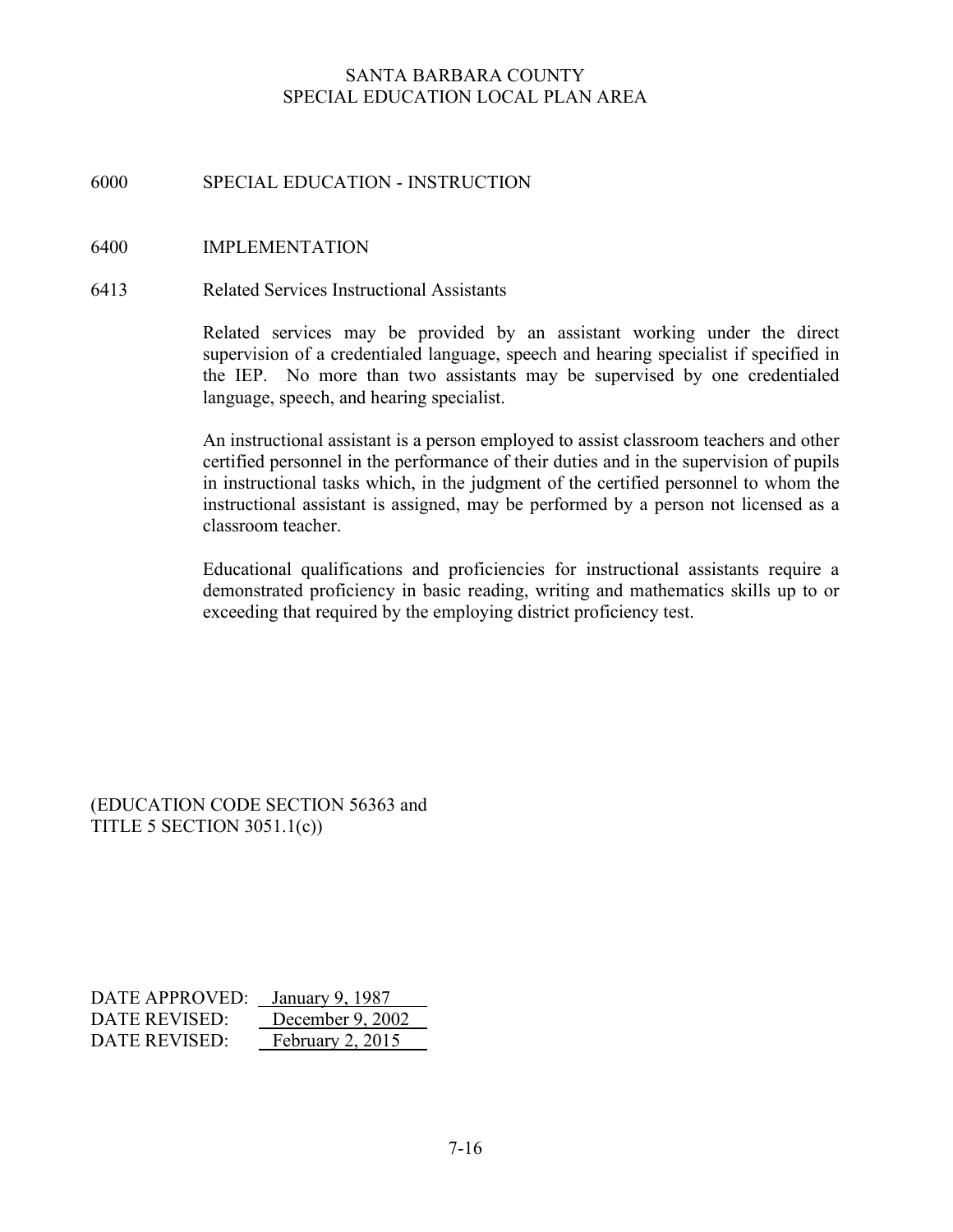SANTA BARBARA COUNTY
SPECIAL EDUCATION LOCAL PLAN AREA

## 6000 SPECIAL EDUCATION - INSTRUCTION

## 6400 IMPLEMENTATION

### 6413 Related Services Instructional Assistants

Related services may be provided by an assistant working under the direct supervision of a credentialed language, speech and hearing specialist if specified in the IEP. No more than two assistants may be supervised by one credentialed language, speech, and hearing specialist.

An instructional assistant is a person employed to assist classroom teachers and other certified personnel in the performance of their duties and in the supervision of pupils in instructional tasks which, in the judgment of the certified personnel to whom the instructional assistant is assigned, may be performed by a person not licensed as a classroom teacher.

Educational qualifications and proficiencies for instructional assistants require a demonstrated proficiency in basic reading, writing and mathematics skills up to or exceeding that required by the employing district proficiency test.

(EDUCATION CODE SECTION 56363 and
TITLE 5 SECTION 3051.1(c))

DATE APPROVED: January 9, 1987
DATE REVISED: December 9, 2002
DATE REVISED: February 2, 2015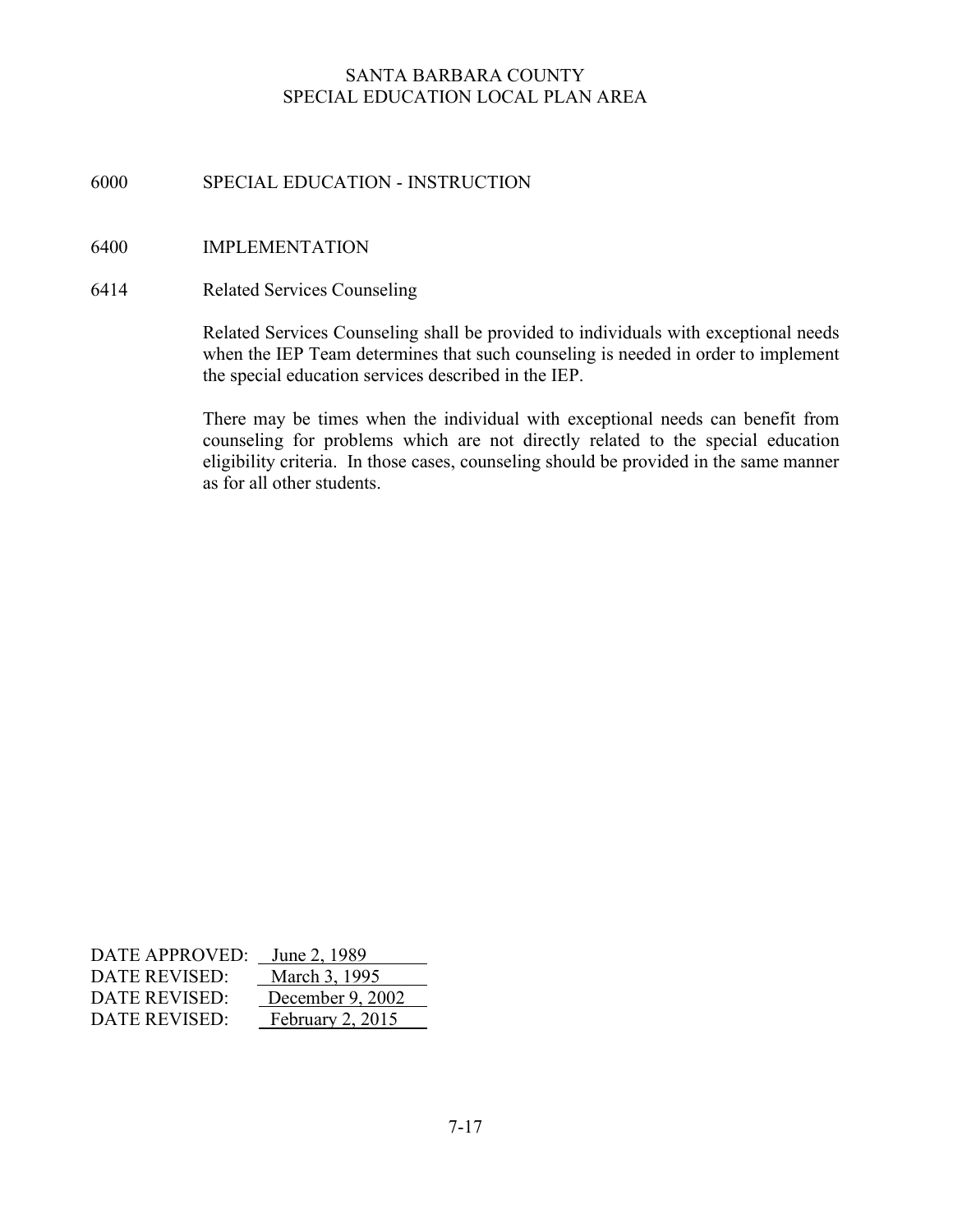SANTA BARBARA COUNTY
SPECIAL EDUCATION LOCAL PLAN AREA

# 6000 SPECIAL EDUCATION - INSTRUCTION

## 6400 IMPLEMENTATION

### 6414 Related Services Counseling

Related Services Counseling shall be provided to individuals with exceptional needs when the IEP Team determines that such counseling is needed in order to implement the special education services described in the IEP.

There may be times when the individual with exceptional needs can benefit from counseling for problems which are not directly related to the special education eligibility criteria. In those cases, counseling should be provided in the same manner as for all other students.

DATE APPROVED: June 2, 1989
DATE REVISED: March 3, 1995
DATE REVISED: December 9, 2002
DATE REVISED: February 2, 2015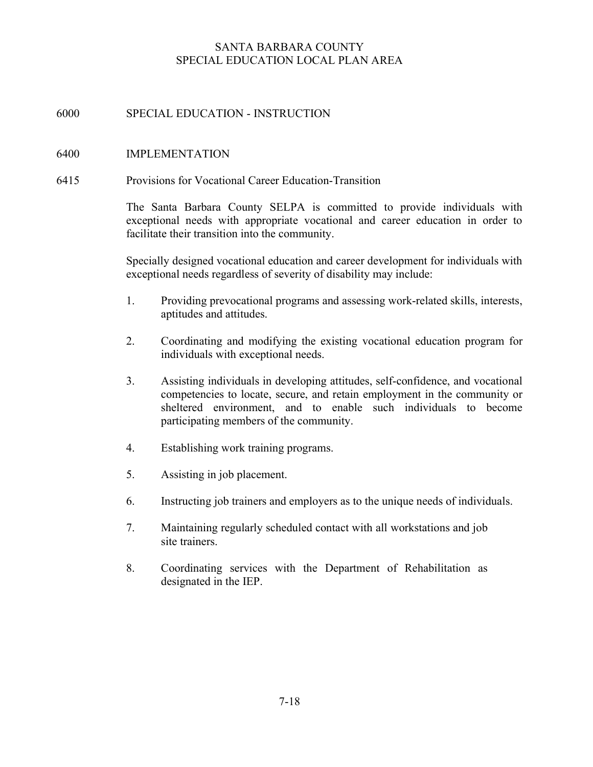# SANTA BARBARA COUNTY
# SPECIAL EDUCATION LOCAL PLAN AREA

## 6000 SPECIAL EDUCATION - INSTRUCTION

## 6400 IMPLEMENTATION

### 6415 Provisions for Vocational Career Education-Transition

The Santa Barbara County SELPA is committed to provide individuals with exceptional needs with appropriate vocational and career education in order to facilitate their transition into the community.

Specially designed vocational education and career development for individuals with exceptional needs regardless of severity of disability may include:

1. Providing prevocational programs and assessing work-related skills, interests, aptitudes and attitudes.
2. Coordinating and modifying the existing vocational education program for individuals with exceptional needs.
3. Assisting individuals in developing attitudes, self-confidence, and vocational competencies to locate, secure, and retain employment in the community or sheltered environment, and to enable such individuals to become participating members of the community.
4. Establishing work training programs.
5. Assisting in job placement.
6. Instructing job trainers and employers as to the unique needs of individuals.
7. Maintaining regularly scheduled contact with all workstations and job site trainers.
8. Coordinating services with the Department of Rehabilitation as designated in the IEP.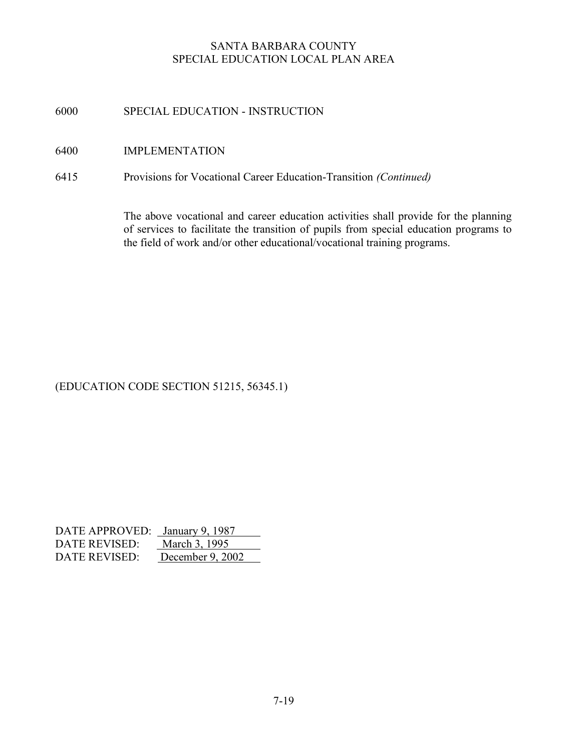6000 SPECIAL EDUCATION - INSTRUCTION

6400 IMPLEMENTATION

6415 Provisions for Vocational Career Education-Transition *(Continued)*

The above vocational and career education activities shall provide for the planning of services to facilitate the transition of pupils from special education programs to the field of work and/or other educational/vocational training programs.

(EDUCATION CODE SECTION 51215, 56345.1)

DATE APPROVED: January 9, 1987
DATE REVISED: March 3, 1995
DATE REVISED: December 9, 2002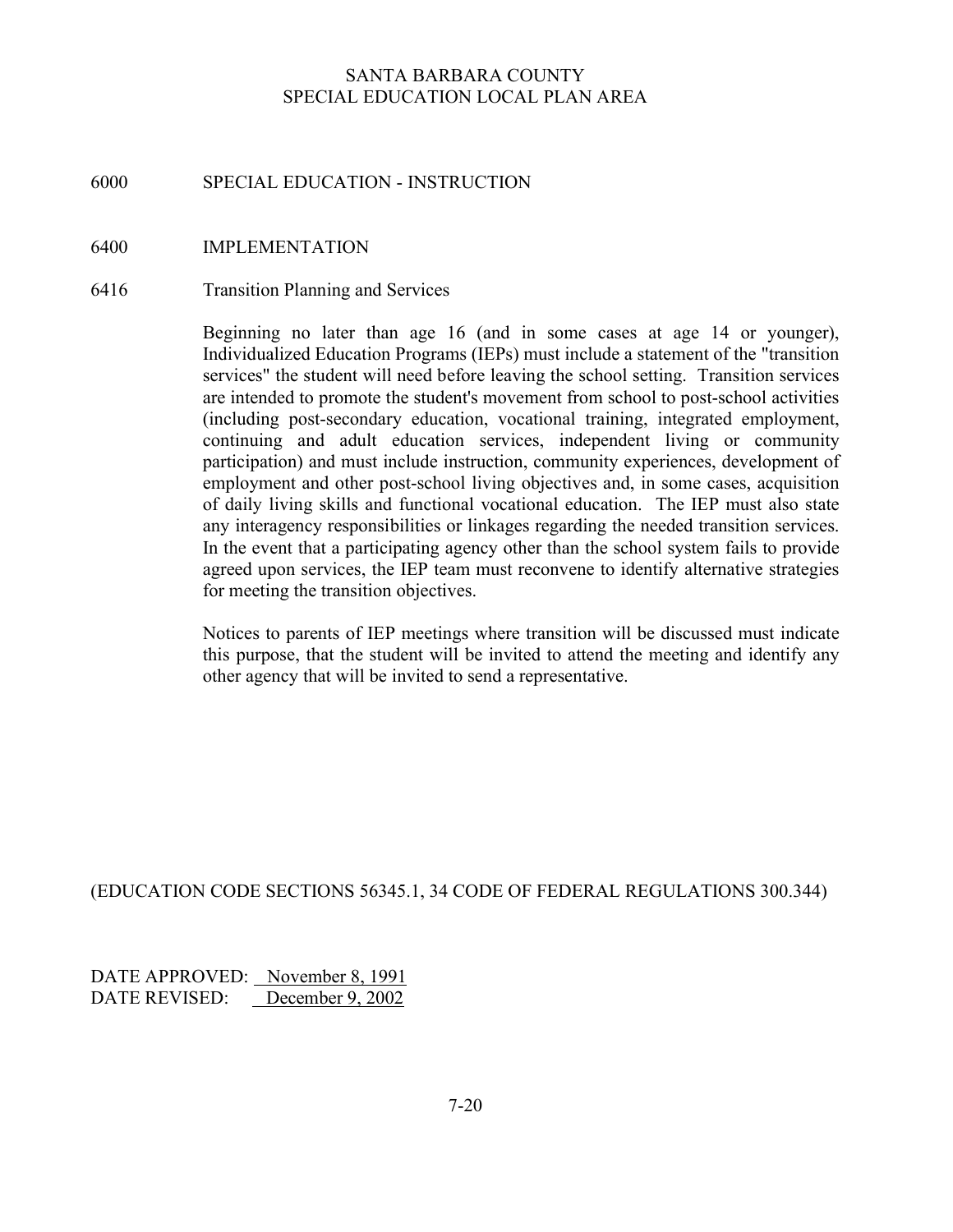SANTA BARBARA COUNTY
SPECIAL EDUCATION LOCAL PLAN AREA

# 6000 SPECIAL EDUCATION - INSTRUCTION

## 6400 IMPLEMENTATION

### 6416 Transition Planning and Services

Beginning no later than age 16 (and in some cases at age 14 or younger), Individualized Education Programs (IEPs) must include a statement of the "transition services" the student will need before leaving the school setting. Transition services are intended to promote the student's movement from school to post-school activities (including post-secondary education, vocational training, integrated employment, continuing and adult education services, independent living or community participation) and must include instruction, community experiences, development of employment and other post-school living objectives and, in some cases, acquisition of daily living skills and functional vocational education. The IEP must also state any interagency responsibilities or linkages regarding the needed transition services. In the event that a participating agency other than the school system fails to provide agreed upon services, the IEP team must reconvene to identify alternative strategies for meeting the transition objectives.

Notices to parents of IEP meetings where transition will be discussed must indicate this purpose, that the student will be invited to attend the meeting and identify any other agency that will be invited to send a representative.

(EDUCATION CODE SECTIONS 56345.1, 34 CODE OF FEDERAL REGULATIONS 300.344)

DATE APPROVED: November 8, 1991
DATE REVISED: December 9, 2002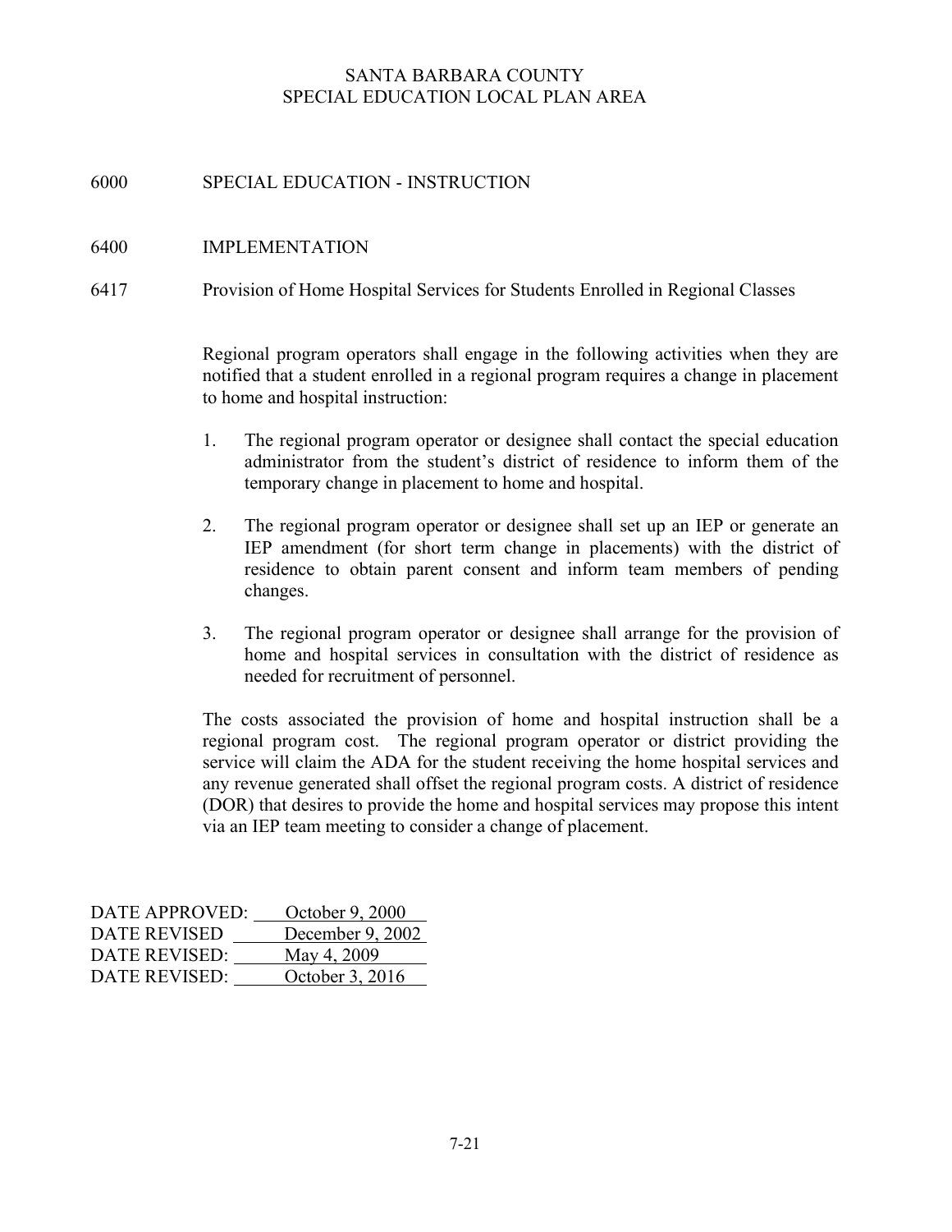SANTA BARBARA COUNTY
SPECIAL EDUCATION LOCAL PLAN AREA

## 6000 SPECIAL EDUCATION - INSTRUCTION

## 6400 IMPLEMENTATION

### 6417 Provision of Home Hospital Services for Students Enrolled in Regional Classes

Regional program operators shall engage in the following activities when they are notified that a student enrolled in a regional program requires a change in placement to home and hospital instruction:

1. The regional program operator or designee shall contact the special education administrator from the student's district of residence to inform them of the temporary change in placement to home and hospital.

2. The regional program operator or designee shall set up an IEP or generate an IEP amendment (for short term change in placements) with the district of residence to obtain parent consent and inform team members of pending changes.

3. The regional program operator or designee shall arrange for the provision of home and hospital services in consultation with the district of residence as needed for recruitment of personnel.

The costs associated the provision of home and hospital instruction shall be a regional program cost. The regional program operator or district providing the service will claim the ADA for the student receiving the home hospital services and any revenue generated shall offset the regional program costs. A district of residence (DOR) that desires to provide the home and hospital services may propose this intent via an IEP team meeting to consider a change of placement.

DATE APPROVED: October 9, 2000
DATE REVISED December 9, 2002
DATE REVISED: May 4, 2009
DATE REVISED: October 3, 2016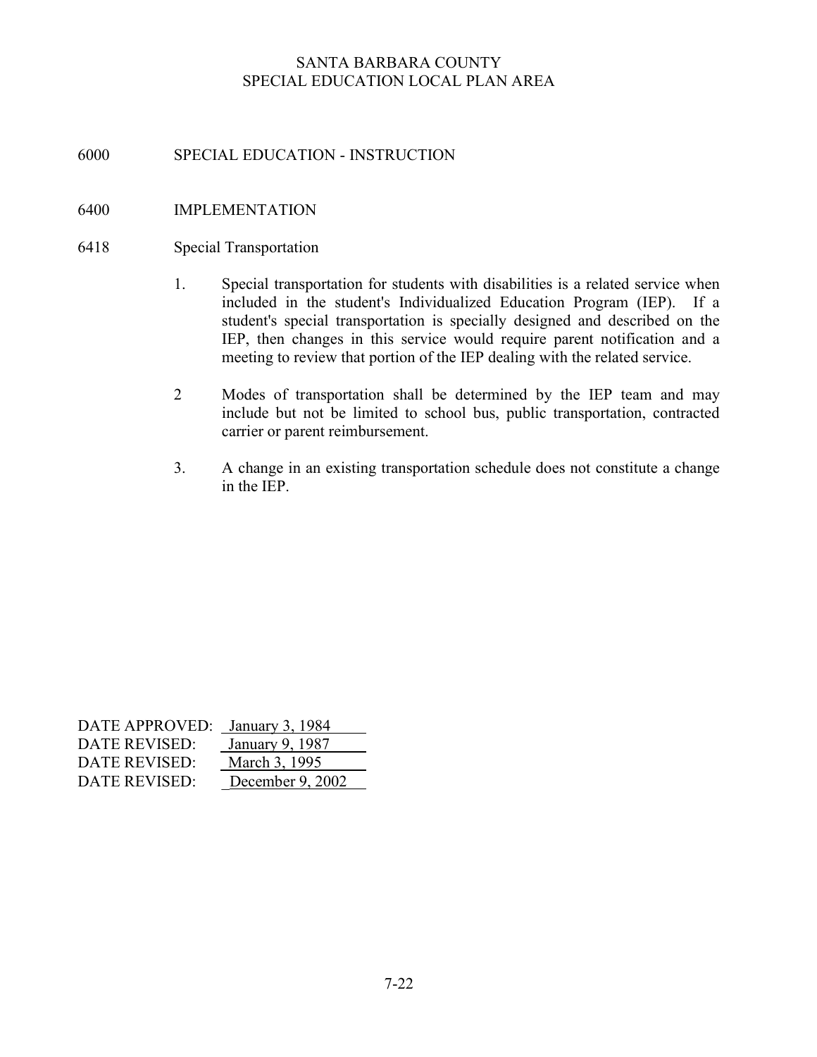SANTA BARBARA COUNTY
SPECIAL EDUCATION LOCAL PLAN AREA

# 6000 SPECIAL EDUCATION - INSTRUCTION

## 6400 IMPLEMENTATION

### 6418 Special Transportation

1. Special transportation for students with disabilities is a related service when included in the student's Individualized Education Program (IEP). If a student's special transportation is specially designed and described on the IEP, then changes in this service would require parent notification and a meeting to review that portion of the IEP dealing with the related service.

2 Modes of transportation shall be determined by the IEP team and may include but not be limited to school bus, public transportation, contracted carrier or parent reimbursement.

3. A change in an existing transportation schedule does not constitute a change in the IEP.

DATE APPROVED: January 3, 1984
DATE REVISED: January 9, 1987
DATE REVISED: March 3, 1995
DATE REVISED: December 9, 2002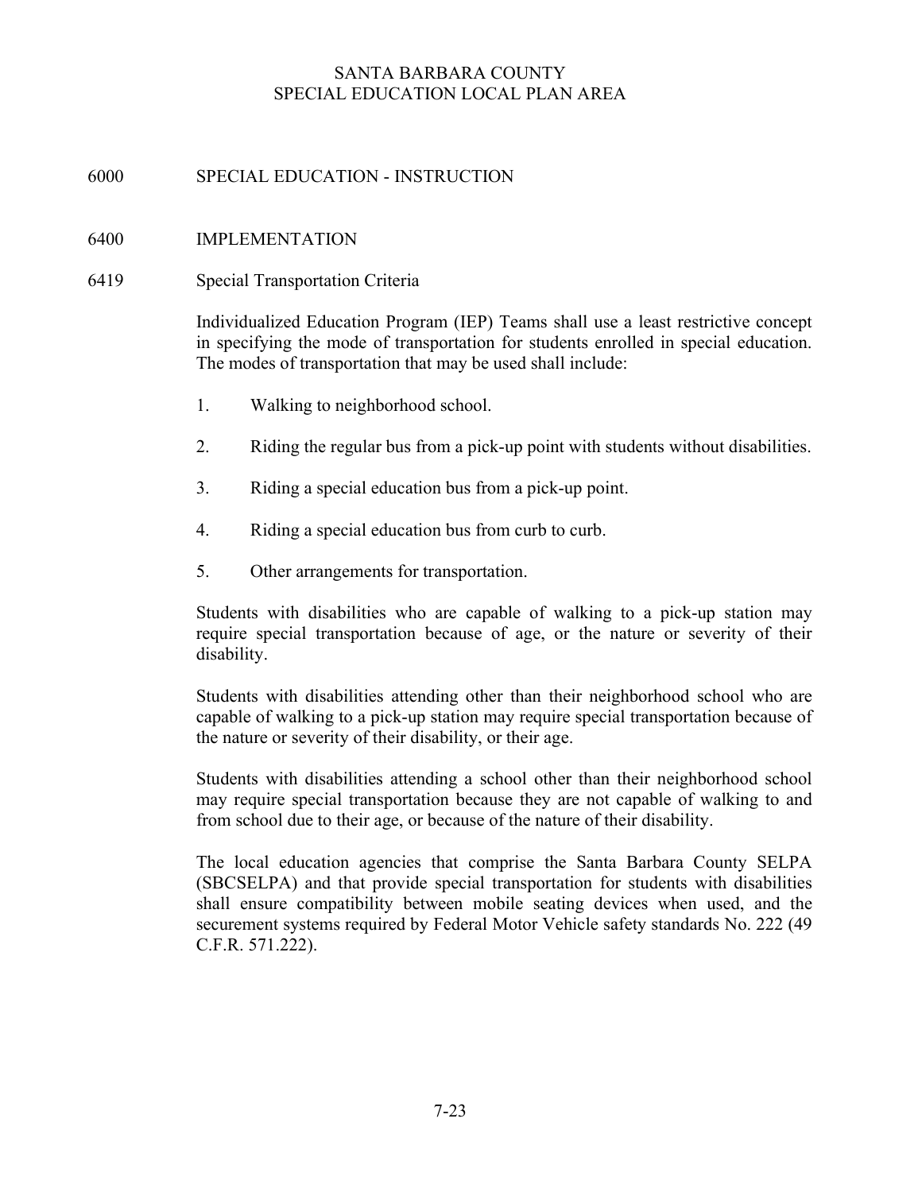SANTA BARBARA COUNTY
SPECIAL EDUCATION LOCAL PLAN AREA

# 6000 SPECIAL EDUCATION - INSTRUCTION

## 6400 IMPLEMENTATION

### 6419 Special Transportation Criteria

Individualized Education Program (IEP) Teams shall use a least restrictive concept in specifying the mode of transportation for students enrolled in special education. The modes of transportation that may be used shall include:

1. Walking to neighborhood school.
2. Riding the regular bus from a pick-up point with students without disabilities.
3. Riding a special education bus from a pick-up point.
4. Riding a special education bus from curb to curb.
5. Other arrangements for transportation.

Students with disabilities who are capable of walking to a pick-up station may require special transportation because of age, or the nature or severity of their disability.

Students with disabilities attending other than their neighborhood school who are capable of walking to a pick-up station may require special transportation because of the nature or severity of their disability, or their age.

Students with disabilities attending a school other than their neighborhood school may require special transportation because they are not capable of walking to and from school due to their age, or because of the nature of their disability.

The local education agencies that comprise the Santa Barbara County SELPA (SBCSELPA) and that provide special transportation for students with disabilities shall ensure compatibility between mobile seating devices when used, and the securement systems required by Federal Motor Vehicle safety standards No. 222 (49 C.F.R. 571.222).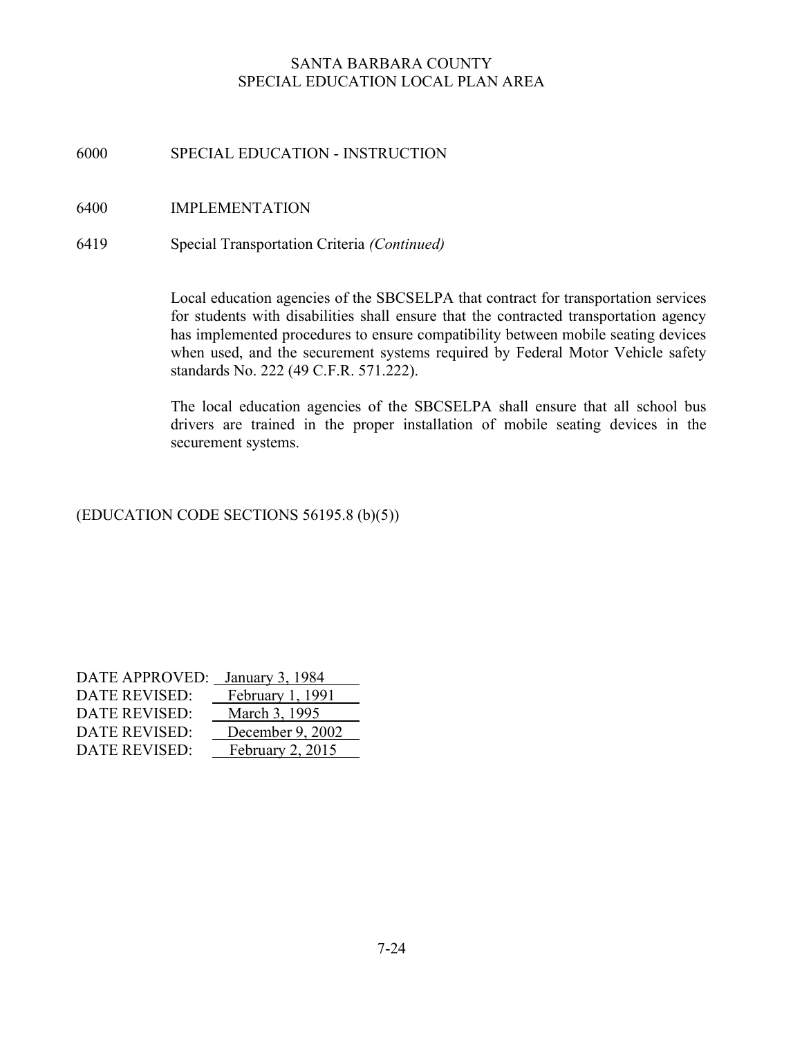SANTA BARBARA COUNTY
SPECIAL EDUCATION LOCAL PLAN AREA

6000 SPECIAL EDUCATION - INSTRUCTION

6400 IMPLEMENTATION

6419 Special Transportation Criteria *(Continued)*

Local education agencies of the SBCSELPA that contract for transportation services for students with disabilities shall ensure that the contracted transportation agency has implemented procedures to ensure compatibility between mobile seating devices when used, and the securement systems required by Federal Motor Vehicle safety standards No. 222 (49 C.F.R. 571.222).

The local education agencies of the SBCSELPA shall ensure that all school bus drivers are trained in the proper installation of mobile seating devices in the securement systems.

(EDUCATION CODE SECTIONS 56195.8 (b)(5))

DATE APPROVED: January 3, 1984
DATE REVISED: February 1, 1991
DATE REVISED: March 3, 1995
DATE REVISED: December 9, 2002
DATE REVISED: February 2, 2015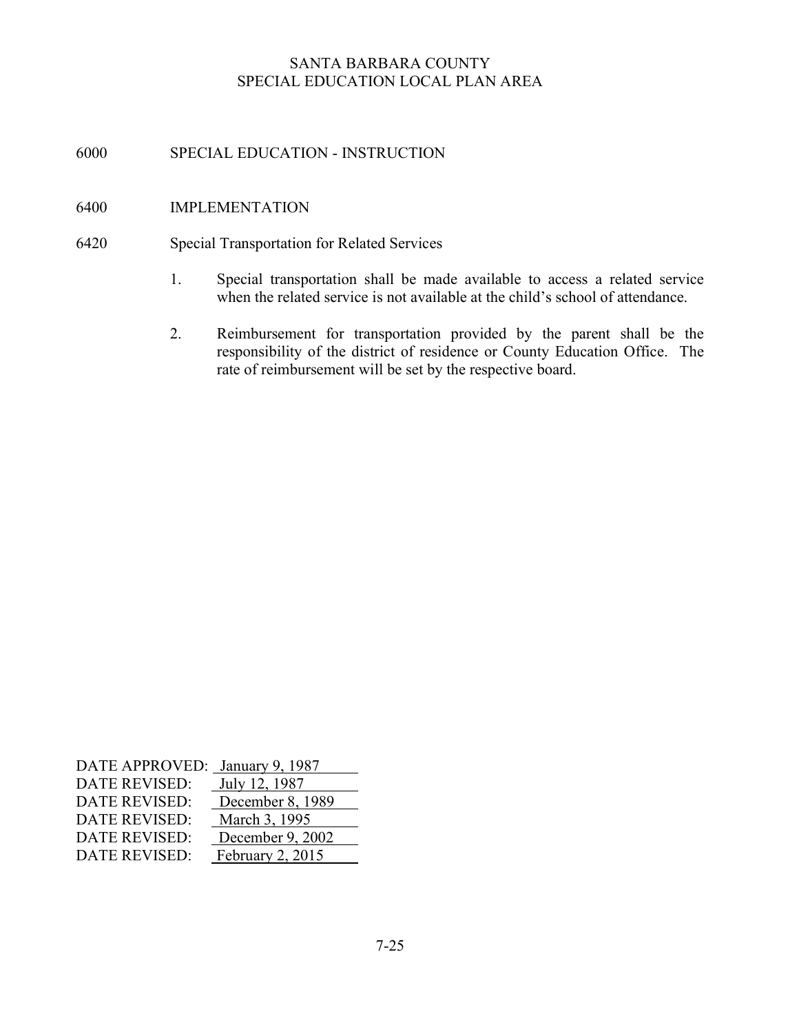SANTA BARBARA COUNTY
SPECIAL EDUCATION LOCAL PLAN AREA

# 6000 SPECIAL EDUCATION - INSTRUCTION

## 6400 IMPLEMENTATION

### 6420 Special Transportation for Related Services

1. Special transportation shall be made available to access a related service when the related service is not available at the child's school of attendance.

2. Reimbursement for transportation provided by the parent shall be the responsibility of the district of residence or County Education Office. The rate of reimbursement will be set by the respective board.

DATE APPROVED: January 9, 1987
DATE REVISED: July 12, 1987
DATE REVISED: December 8, 1989
DATE REVISED: March 3, 1995
DATE REVISED: December 9, 2002
DATE REVISED: February 2, 2015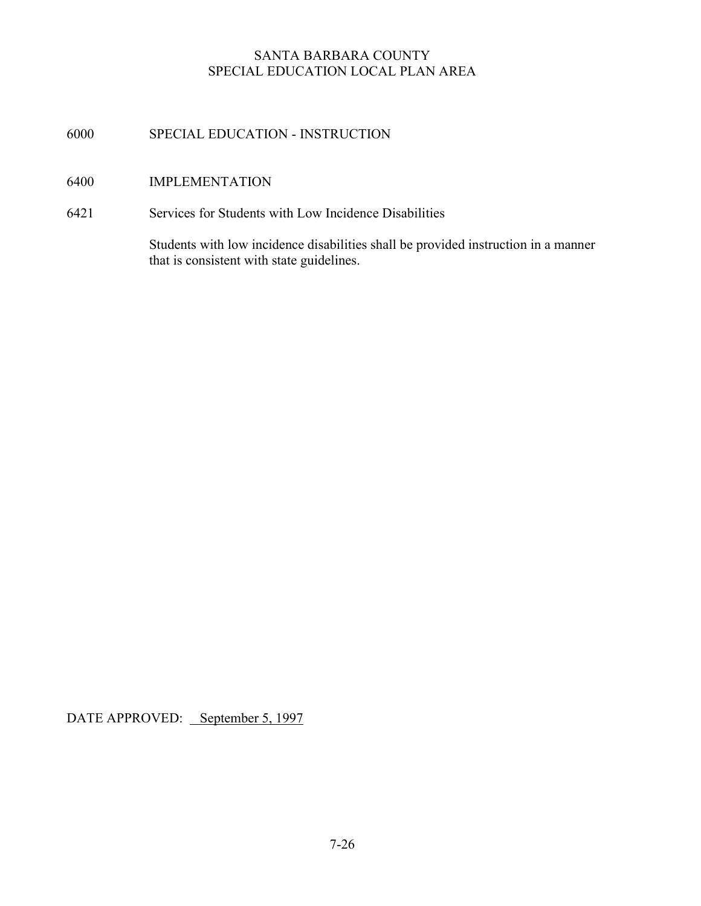SANTA BARBARA COUNTY
SPECIAL EDUCATION LOCAL PLAN AREA

# 6000 SPECIAL EDUCATION - INSTRUCTION

## 6400 IMPLEMENTATION

### 6421 Services for Students with Low Incidence Disabilities

Students with low incidence disabilities shall be provided instruction in a manner that is consistent with state guidelines.

DATE APPROVED: September 5, 1997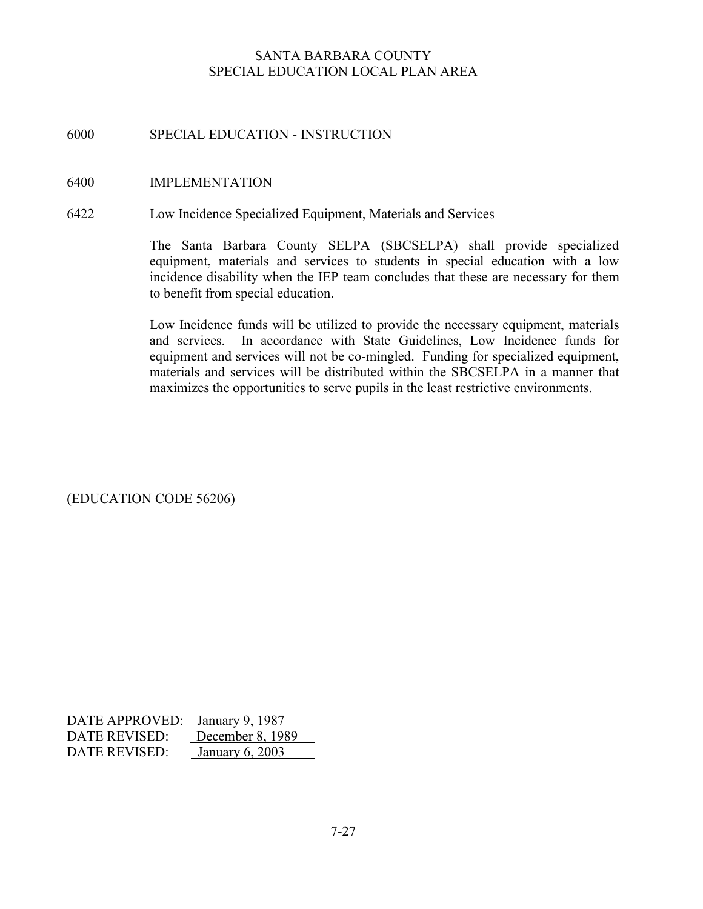SANTA BARBARA COUNTY
SPECIAL EDUCATION LOCAL PLAN AREA

## 6000 SPECIAL EDUCATION - INSTRUCTION

## 6400 IMPLEMENTATION

### 6422 Low Incidence Specialized Equipment, Materials and Services

The Santa Barbara County SELPA (SBCSELPA) shall provide specialized equipment, materials and services to students in special education with a low incidence disability when the IEP team concludes that these are necessary for them to benefit from special education.

Low Incidence funds will be utilized to provide the necessary equipment, materials and services. In accordance with State Guidelines, Low Incidence funds for equipment and services will not be co-mingled. Funding for specialized equipment, materials and services will be distributed within the SBCSELPA in a manner that maximizes the opportunities to serve pupils in the least restrictive environments.

(EDUCATION CODE 56206)

DATE APPROVED: January 9, 1987
DATE REVISED: December 8, 1989
DATE REVISED: January 6, 2003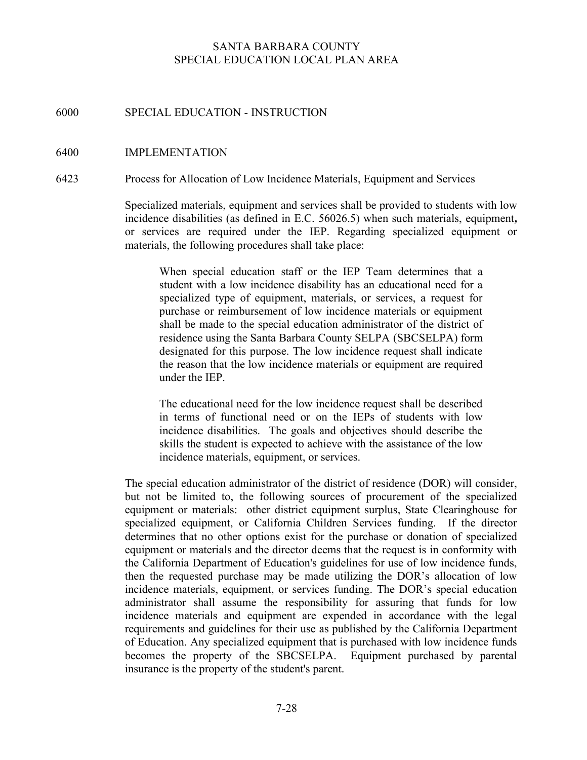SANTA BARBARA COUNTY
SPECIAL EDUCATION LOCAL PLAN AREA

# 6000 SPECIAL EDUCATION - INSTRUCTION

## 6400 IMPLEMENTATION

### 6423 Process for Allocation of Low Incidence Materials, Equipment and Services

Specialized materials, equipment and services shall be provided to students with low incidence disabilities (as defined in E.C. 56026.5) when such materials, equipment**,** or services are required under the IEP. Regarding specialized equipment or materials, the following procedures shall take place:

> When special education staff or the IEP Team determines that a student with a low incidence disability has an educational need for a specialized type of equipment, materials, or services, a request for purchase or reimbursement of low incidence materials or equipment shall be made to the special education administrator of the district of residence using the Santa Barbara County SELPA (SBCSELPA) form designated for this purpose. The low incidence request shall indicate the reason that the low incidence materials or equipment are required under the IEP.
>
> The educational need for the low incidence request shall be described in terms of functional need or on the IEPs of students with low incidence disabilities. The goals and objectives should describe the skills the student is expected to achieve with the assistance of the low incidence materials, equipment, or services.

The special education administrator of the district of residence (DOR) will consider, but not be limited to, the following sources of procurement of the specialized equipment or materials: other district equipment surplus, State Clearinghouse for specialized equipment, or California Children Services funding. If the director determines that no other options exist for the purchase or donation of specialized equipment or materials and the director deems that the request is in conformity with the California Department of Education's guidelines for use of low incidence funds, then the requested purchase may be made utilizing the DOR's allocation of low incidence materials, equipment, or services funding. The DOR's special education administrator shall assume the responsibility for assuring that funds for low incidence materials and equipment are expended in accordance with the legal requirements and guidelines for their use as published by the California Department of Education. Any specialized equipment that is purchased with low incidence funds becomes the property of the SBCSELPA. Equipment purchased by parental insurance is the property of the student's parent.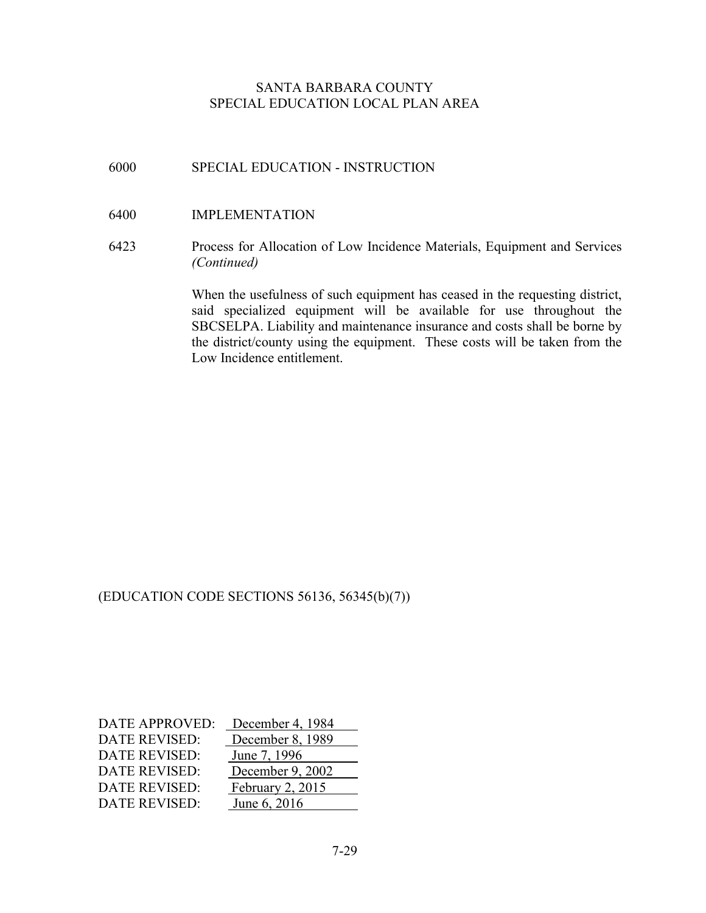SANTA BARBARA COUNTY
SPECIAL EDUCATION LOCAL PLAN AREA

6000 SPECIAL EDUCATION - INSTRUCTION

6400 IMPLEMENTATION

6423 Process for Allocation of Low Incidence Materials, Equipment and Services *(Continued)*

When the usefulness of such equipment has ceased in the requesting district, said specialized equipment will be available for use throughout the SBCSELPA. Liability and maintenance insurance and costs shall be borne by the district/county using the equipment. These costs will be taken from the Low Incidence entitlement.

(EDUCATION CODE SECTIONS 56136, 56345(b)(7))

| | |
|---|---|
| DATE APPROVED: | December 4, 1984 |
| DATE REVISED: | December 8, 1989 |
| DATE REVISED: | June 7, 1996 |
| DATE REVISED: | December 9, 2002 |
| DATE REVISED: | February 2, 2015 |
| DATE REVISED: | June 6, 2016 |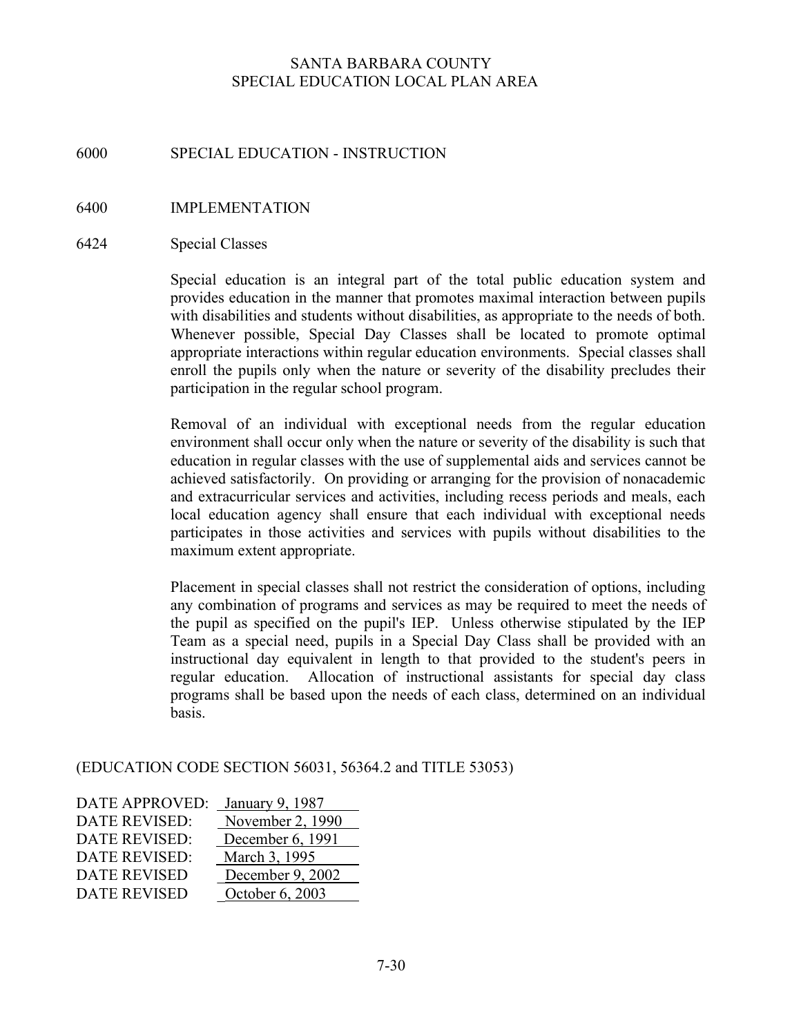SANTA BARBARA COUNTY
SPECIAL EDUCATION LOCAL PLAN AREA

# 6000 SPECIAL EDUCATION - INSTRUCTION

## 6400 IMPLEMENTATION

### 6424 Special Classes

Special education is an integral part of the total public education system and provides education in the manner that promotes maximal interaction between pupils with disabilities and students without disabilities, as appropriate to the needs of both. Whenever possible, Special Day Classes shall be located to promote optimal appropriate interactions within regular education environments. Special classes shall enroll the pupils only when the nature or severity of the disability precludes their participation in the regular school program.

Removal of an individual with exceptional needs from the regular education environment shall occur only when the nature or severity of the disability is such that education in regular classes with the use of supplemental aids and services cannot be achieved satisfactorily. On providing or arranging for the provision of nonacademic and extracurricular services and activities, including recess periods and meals, each local education agency shall ensure that each individual with exceptional needs participates in those activities and services with pupils without disabilities to the maximum extent appropriate.

Placement in special classes shall not restrict the consideration of options, including any combination of programs and services as may be required to meet the needs of the pupil as specified on the pupil's IEP. Unless otherwise stipulated by the IEP Team as a special need, pupils in a Special Day Class shall be provided with an instructional day equivalent in length to that provided to the student's peers in regular education. Allocation of instructional assistants for special day class programs shall be based upon the needs of each class, determined on an individual basis.

(EDUCATION CODE SECTION 56031, 56364.2 and TITLE 53053)

DATE APPROVED: January 9, 1987
DATE REVISED: November 2, 1990
DATE REVISED: December 6, 1991
DATE REVISED: March 3, 1995
DATE REVISED December 9, 2002
DATE REVISED October 6, 2003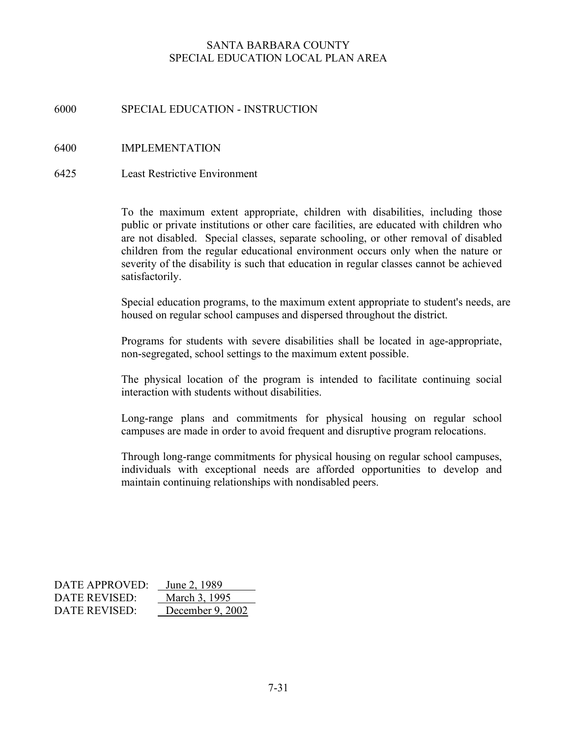SANTA BARBARA COUNTY
SPECIAL EDUCATION LOCAL PLAN AREA

# 6000 SPECIAL EDUCATION - INSTRUCTION

## 6400 IMPLEMENTATION

### 6425 Least Restrictive Environment

To the maximum extent appropriate, children with disabilities, including those public or private institutions or other care facilities, are educated with children who are not disabled. Special classes, separate schooling, or other removal of disabled children from the regular educational environment occurs only when the nature or severity of the disability is such that education in regular classes cannot be achieved satisfactorily.

Special education programs, to the maximum extent appropriate to student's needs, are housed on regular school campuses and dispersed throughout the district.

Programs for students with severe disabilities shall be located in age-appropriate, non-segregated, school settings to the maximum extent possible.

The physical location of the program is intended to facilitate continuing social interaction with students without disabilities.

Long-range plans and commitments for physical housing on regular school campuses are made in order to avoid frequent and disruptive program relocations.

Through long-range commitments for physical housing on regular school campuses, individuals with exceptional needs are afforded opportunities to develop and maintain continuing relationships with nondisabled peers.

DATE APPROVED: June 2, 1989
DATE REVISED: March 3, 1995
DATE REVISED: December 9, 2002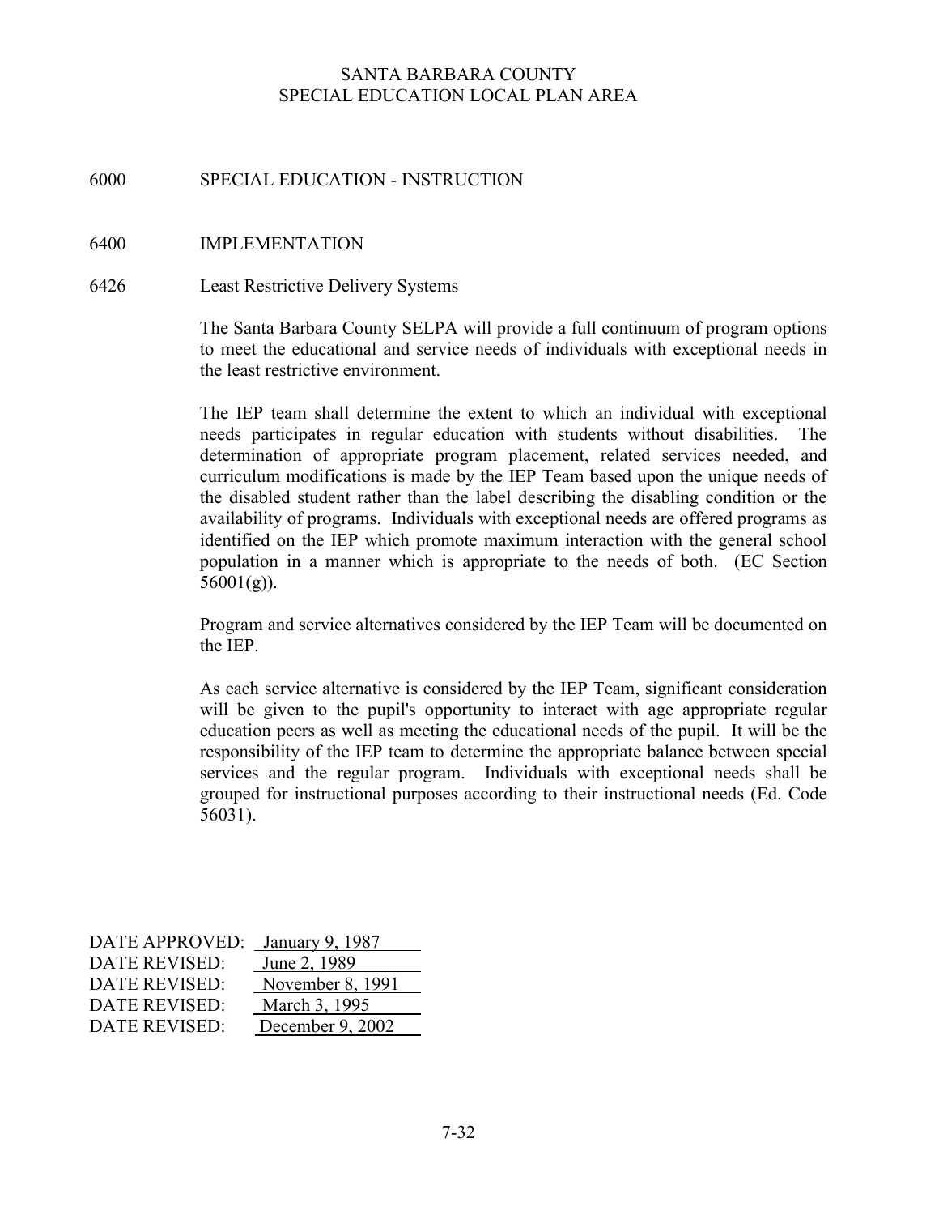SANTA BARBARA COUNTY
SPECIAL EDUCATION LOCAL PLAN AREA

## 6000 SPECIAL EDUCATION - INSTRUCTION

## 6400 IMPLEMENTATION

### 6426 Least Restrictive Delivery Systems

The Santa Barbara County SELPA will provide a full continuum of program options to meet the educational and service needs of individuals with exceptional needs in the least restrictive environment.

The IEP team shall determine the extent to which an individual with exceptional needs participates in regular education with students without disabilities. The determination of appropriate program placement, related services needed, and curriculum modifications is made by the IEP Team based upon the unique needs of the disabled student rather than the label describing the disabling condition or the availability of programs. Individuals with exceptional needs are offered programs as identified on the IEP which promote maximum interaction with the general school population in a manner which is appropriate to the needs of both. (EC Section 56001(g)).

Program and service alternatives considered by the IEP Team will be documented on the IEP.

As each service alternative is considered by the IEP Team, significant consideration will be given to the pupil's opportunity to interact with age appropriate regular education peers as well as meeting the educational needs of the pupil. It will be the responsibility of the IEP team to determine the appropriate balance between special services and the regular program. Individuals with exceptional needs shall be grouped for instructional purposes according to their instructional needs (Ed. Code 56031).

DATE APPROVED: January 9, 1987
DATE REVISED: June 2, 1989
DATE REVISED: November 8, 1991
DATE REVISED: March 3, 1995
DATE REVISED: December 9, 2002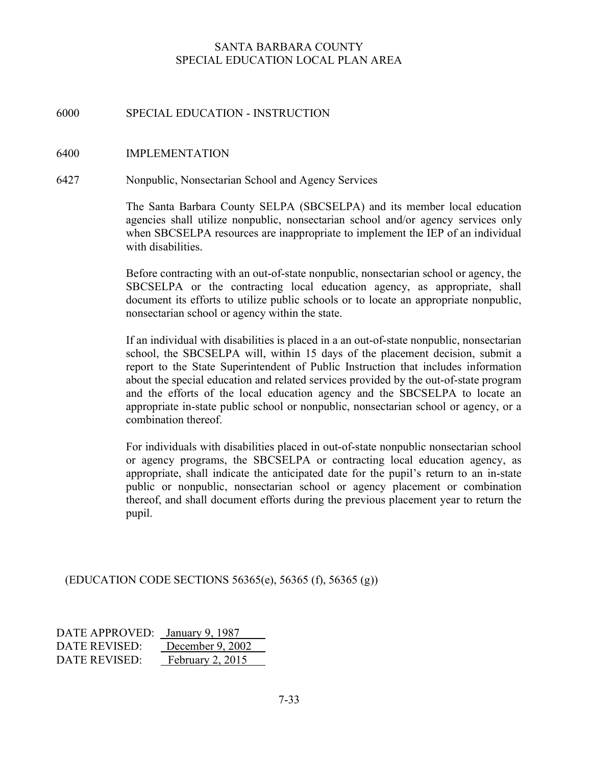SANTA BARBARA COUNTY
SPECIAL EDUCATION LOCAL PLAN AREA

## 6000 SPECIAL EDUCATION - INSTRUCTION

### 6400 IMPLEMENTATION

#### 6427 Nonpublic, Nonsectarian School and Agency Services

The Santa Barbara County SELPA (SBCSELPA) and its member local education agencies shall utilize nonpublic, nonsectarian school and/or agency services only when SBCSELPA resources are inappropriate to implement the IEP of an individual with disabilities.

Before contracting with an out-of-state nonpublic, nonsectarian school or agency, the SBCSELPA or the contracting local education agency, as appropriate, shall document its efforts to utilize public schools or to locate an appropriate nonpublic, nonsectarian school or agency within the state.

If an individual with disabilities is placed in a an out-of-state nonpublic, nonsectarian school, the SBCSELPA will, within 15 days of the placement decision, submit a report to the State Superintendent of Public Instruction that includes information about the special education and related services provided by the out-of-state program and the efforts of the local education agency and the SBCSELPA to locate an appropriate in-state public school or nonpublic, nonsectarian school or agency, or a combination thereof.

For individuals with disabilities placed in out-of-state nonpublic nonsectarian school or agency programs, the SBCSELPA or contracting local education agency, as appropriate, shall indicate the anticipated date for the pupil's return to an in-state public or nonpublic, nonsectarian school or agency placement or combination thereof, and shall document efforts during the previous placement year to return the pupil.

(EDUCATION CODE SECTIONS 56365(e), 56365 (f), 56365 (g))

DATE APPROVED: January 9, 1987
DATE REVISED: December 9, 2002
DATE REVISED: February 2, 2015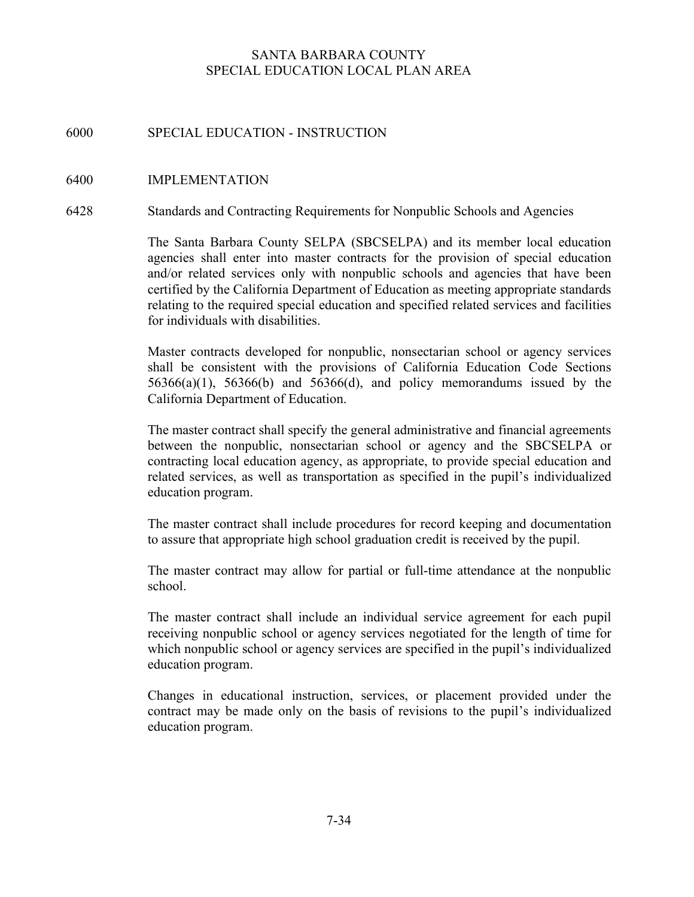# SANTA BARBARA COUNTY
# SPECIAL EDUCATION LOCAL PLAN AREA

## 6000 SPECIAL EDUCATION - INSTRUCTION

## 6400 IMPLEMENTATION

### 6428 Standards and Contracting Requirements for Nonpublic Schools and Agencies

The Santa Barbara County SELPA (SBCSELPA) and its member local education agencies shall enter into master contracts for the provision of special education and/or related services only with nonpublic schools and agencies that have been certified by the California Department of Education as meeting appropriate standards relating to the required special education and specified related services and facilities for individuals with disabilities.

Master contracts developed for nonpublic, nonsectarian school or agency services shall be consistent with the provisions of California Education Code Sections 56366(a)(1), 56366(b) and 56366(d), and policy memorandums issued by the California Department of Education.

The master contract shall specify the general administrative and financial agreements between the nonpublic, nonsectarian school or agency and the SBCSELPA or contracting local education agency, as appropriate, to provide special education and related services, as well as transportation as specified in the pupil's individualized education program.

The master contract shall include procedures for record keeping and documentation to assure that appropriate high school graduation credit is received by the pupil.

The master contract may allow for partial or full-time attendance at the nonpublic school.

The master contract shall include an individual service agreement for each pupil receiving nonpublic school or agency services negotiated for the length of time for which nonpublic school or agency services are specified in the pupil's individualized education program.

Changes in educational instruction, services, or placement provided under the contract may be made only on the basis of revisions to the pupil's individualized education program.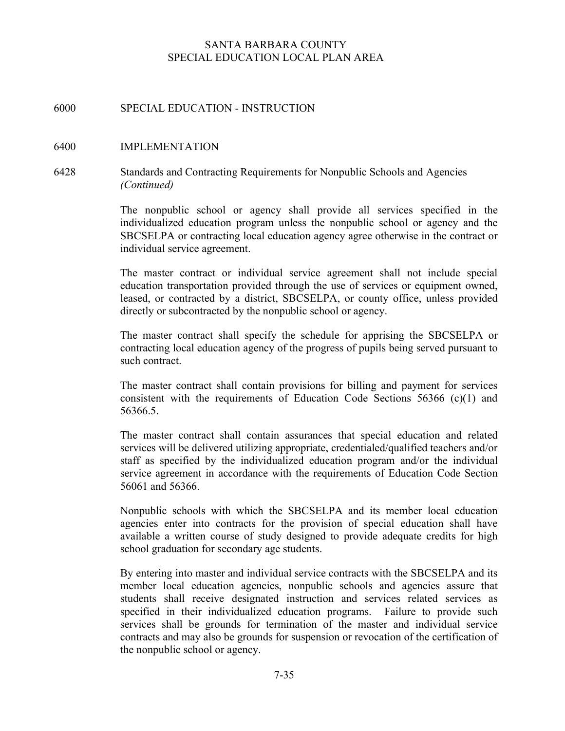SANTA BARBARA COUNTY
SPECIAL EDUCATION LOCAL PLAN AREA

# 6000 SPECIAL EDUCATION - INSTRUCTION

## 6400 IMPLEMENTATION

### 6428 Standards and Contracting Requirements for Nonpublic Schools and Agencies *(Continued)*

The nonpublic school or agency shall provide all services specified in the individualized education program unless the nonpublic school or agency and the SBCSELPA or contracting local education agency agree otherwise in the contract or individual service agreement.

The master contract or individual service agreement shall not include special education transportation provided through the use of services or equipment owned, leased, or contracted by a district, SBCSELPA, or county office, unless provided directly or subcontracted by the nonpublic school or agency.

The master contract shall specify the schedule for apprising the SBCSELPA or contracting local education agency of the progress of pupils being served pursuant to such contract.

The master contract shall contain provisions for billing and payment for services consistent with the requirements of Education Code Sections 56366 (c)(1) and 56366.5.

The master contract shall contain assurances that special education and related services will be delivered utilizing appropriate, credentialed/qualified teachers and/or staff as specified by the individualized education program and/or the individual service agreement in accordance with the requirements of Education Code Section 56061 and 56366.

Nonpublic schools with which the SBCSELPA and its member local education agencies enter into contracts for the provision of special education shall have available a written course of study designed to provide adequate credits for high school graduation for secondary age students.

By entering into master and individual service contracts with the SBCSELPA and its member local education agencies, nonpublic schools and agencies assure that students shall receive designated instruction and services related services as specified in their individualized education programs. Failure to provide such services shall be grounds for termination of the master and individual service contracts and may also be grounds for suspension or revocation of the certification of the nonpublic school or agency.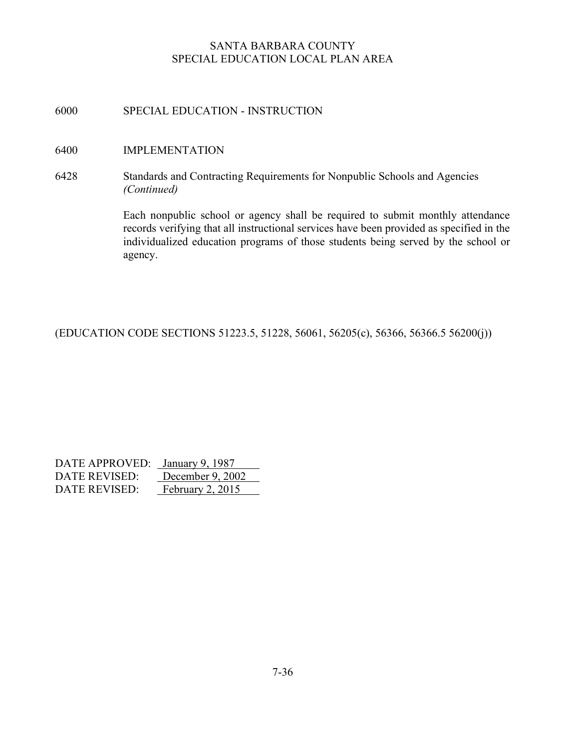6000 SPECIAL EDUCATION - INSTRUCTION

6400 IMPLEMENTATION

6428 Standards and Contracting Requirements for Nonpublic Schools and Agencies *(Continued)*

Each nonpublic school or agency shall be required to submit monthly attendance records verifying that all instructional services have been provided as specified in the individualized education programs of those students being served by the school or agency.

(EDUCATION CODE SECTIONS 51223.5, 51228, 56061, 56205(c), 56366, 56366.5 56200(j))

DATE APPROVED: January 9, 1987
DATE REVISED: December 9, 2002
DATE REVISED: February 2, 2015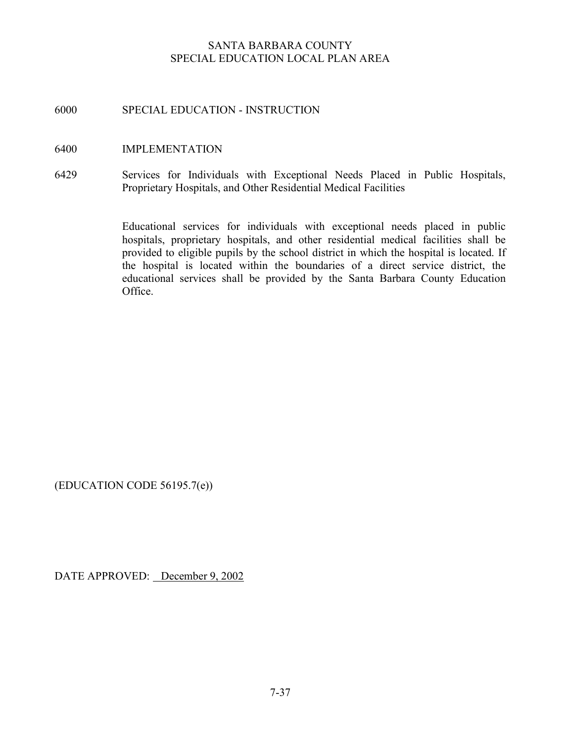SANTA BARBARA COUNTY
SPECIAL EDUCATION LOCAL PLAN AREA

## 6000 SPECIAL EDUCATION - INSTRUCTION

## 6400 IMPLEMENTATION

### 6429 Services for Individuals with Exceptional Needs Placed in Public Hospitals, Proprietary Hospitals, and Other Residential Medical Facilities

Educational services for individuals with exceptional needs placed in public hospitals, proprietary hospitals, and other residential medical facilities shall be provided to eligible pupils by the school district in which the hospital is located. If the hospital is located within the boundaries of a direct service district, the educational services shall be provided by the Santa Barbara County Education Office.

(EDUCATION CODE 56195.7(e))

DATE APPROVED: December 9, 2002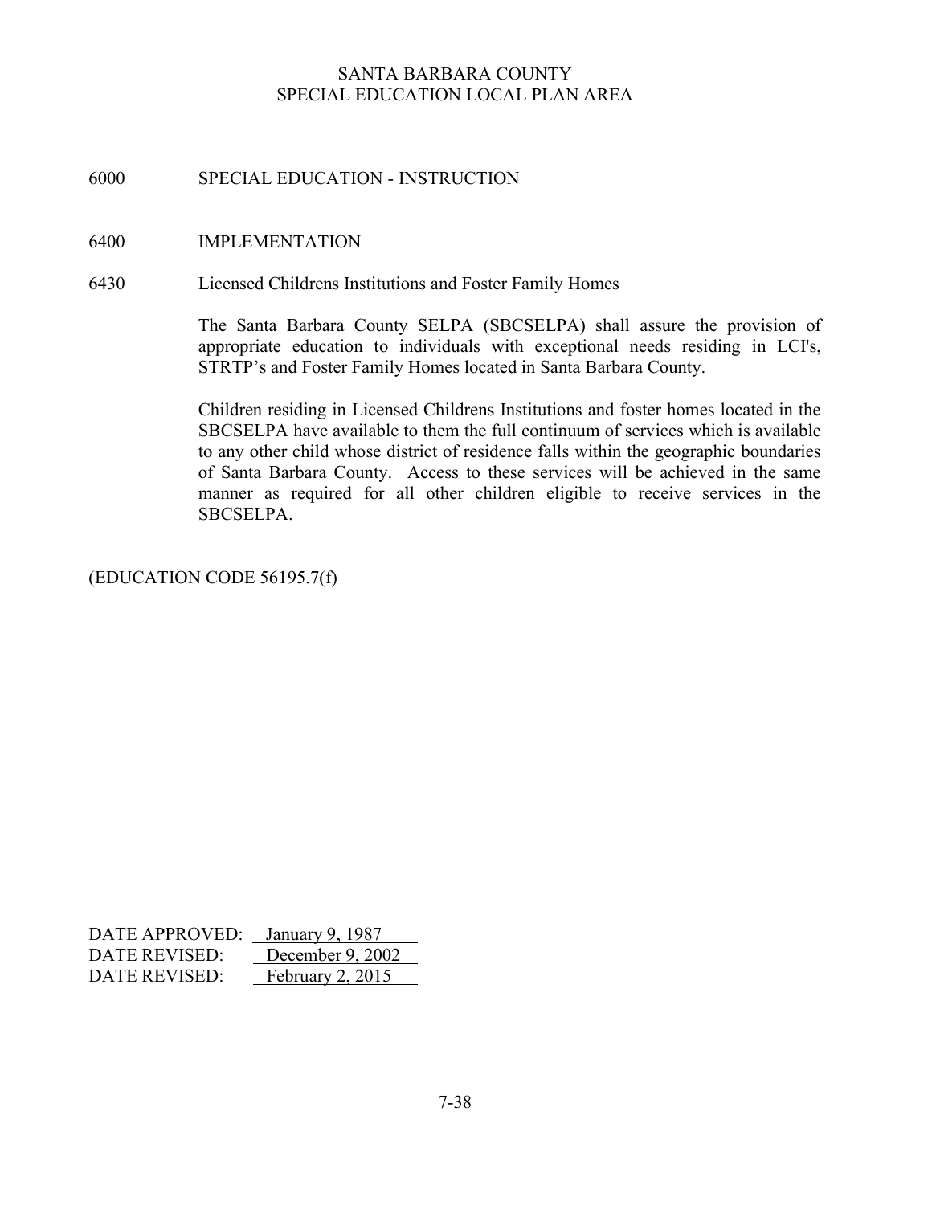SANTA BARBARA COUNTY
SPECIAL EDUCATION LOCAL PLAN AREA

# 6000 SPECIAL EDUCATION - INSTRUCTION

## 6400 IMPLEMENTATION

### 6430 Licensed Childrens Institutions and Foster Family Homes

The Santa Barbara County SELPA (SBCSELPA) shall assure the provision of appropriate education to individuals with exceptional needs residing in LCI's, STRTP's and Foster Family Homes located in Santa Barbara County.

Children residing in Licensed Childrens Institutions and foster homes located in the SBCSELPA have available to them the full continuum of services which is available to any other child whose district of residence falls within the geographic boundaries of Santa Barbara County. Access to these services will be achieved in the same manner as required for all other children eligible to receive services in the SBCSELPA.

(EDUCATION CODE 56195.7(f)

DATE APPROVED: January 9, 1987
DATE REVISED: December 9, 2002
DATE REVISED: February 2, 2015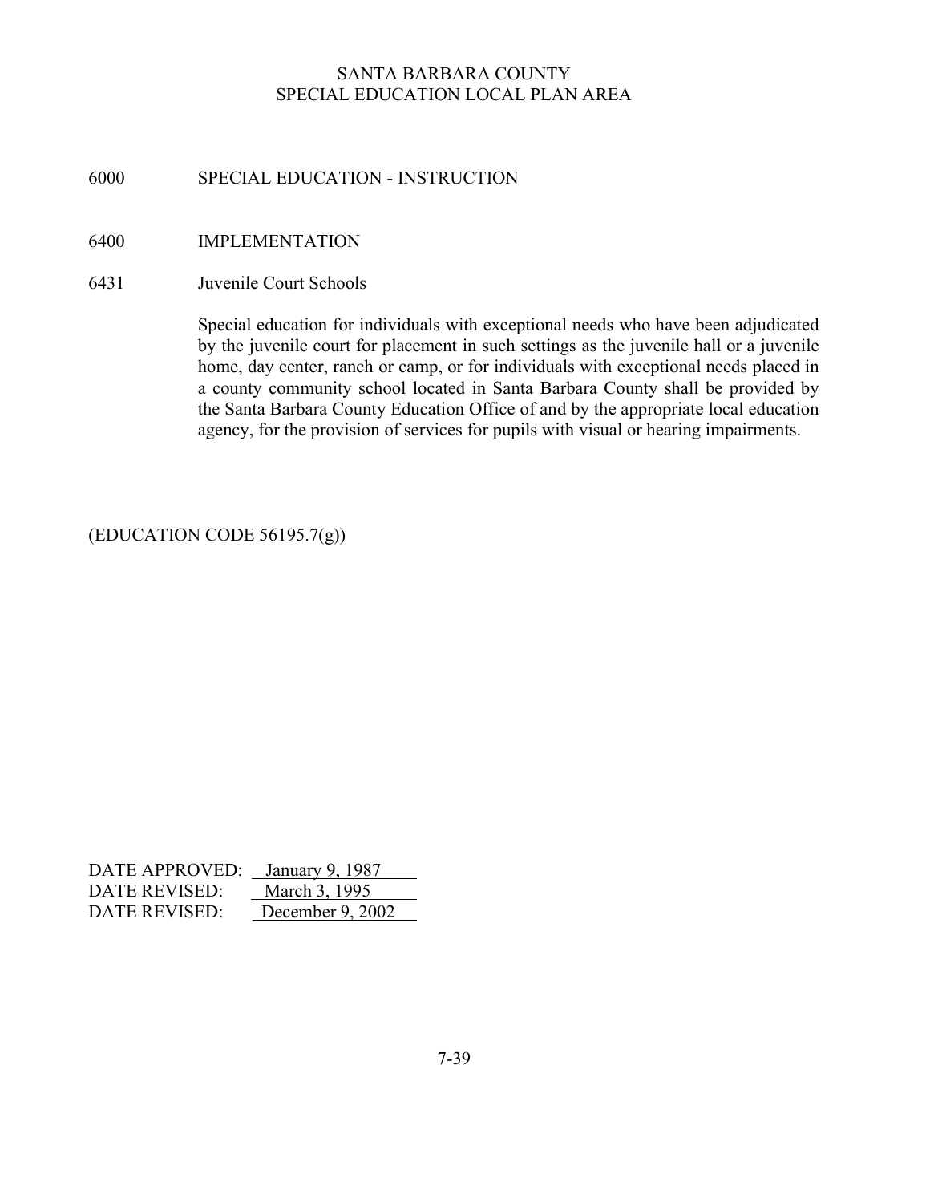SANTA BARBARA COUNTY
SPECIAL EDUCATION LOCAL PLAN AREA

# 6000 SPECIAL EDUCATION - INSTRUCTION

## 6400 IMPLEMENTATION

### 6431 Juvenile Court Schools

Special education for individuals with exceptional needs who have been adjudicated by the juvenile court for placement in such settings as the juvenile hall or a juvenile home, day center, ranch or camp, or for individuals with exceptional needs placed in a county community school located in Santa Barbara County shall be provided by the Santa Barbara County Education Office of and by the appropriate local education agency, for the provision of services for pupils with visual or hearing impairments.

(EDUCATION CODE 56195.7(g))

DATE APPROVED: January 9, 1987
DATE REVISED: March 3, 1995
DATE REVISED: December 9, 2002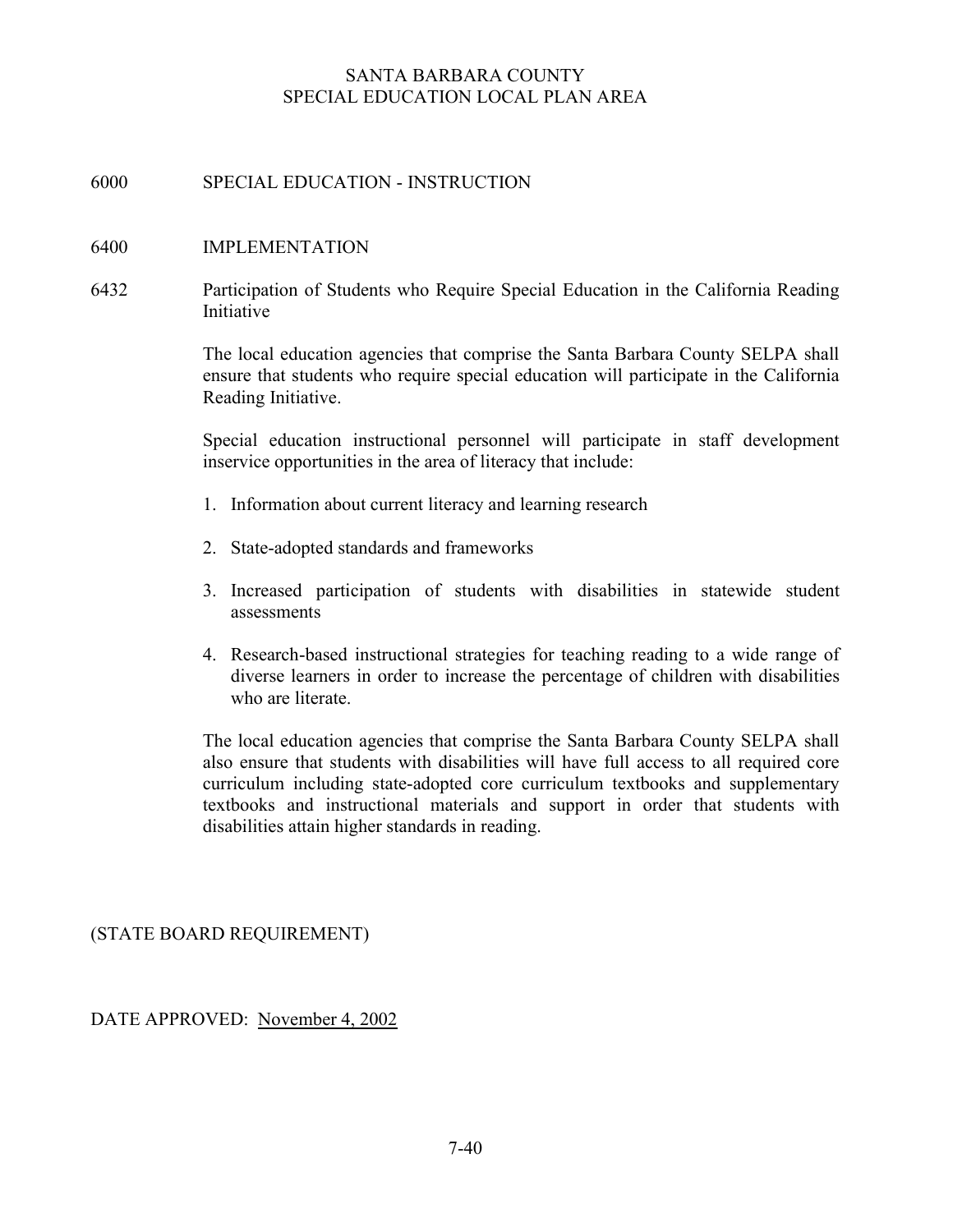SANTA BARBARA COUNTY
SPECIAL EDUCATION LOCAL PLAN AREA

## 6000 SPECIAL EDUCATION - INSTRUCTION

## 6400 IMPLEMENTATION

### 6432 Participation of Students who Require Special Education in the California Reading Initiative

The local education agencies that comprise the Santa Barbara County SELPA shall ensure that students who require special education will participate in the California Reading Initiative.

Special education instructional personnel will participate in staff development inservice opportunities in the area of literacy that include:

1. Information about current literacy and learning research
2. State-adopted standards and frameworks
3. Increased participation of students with disabilities in statewide student assessments
4. Research-based instructional strategies for teaching reading to a wide range of diverse learners in order to increase the percentage of children with disabilities who are literate.

The local education agencies that comprise the Santa Barbara County SELPA shall also ensure that students with disabilities will have full access to all required core curriculum including state-adopted core curriculum textbooks and supplementary textbooks and instructional materials and support in order that students with disabilities attain higher standards in reading.

(STATE BOARD REQUIREMENT)

DATE APPROVED: November 4, 2002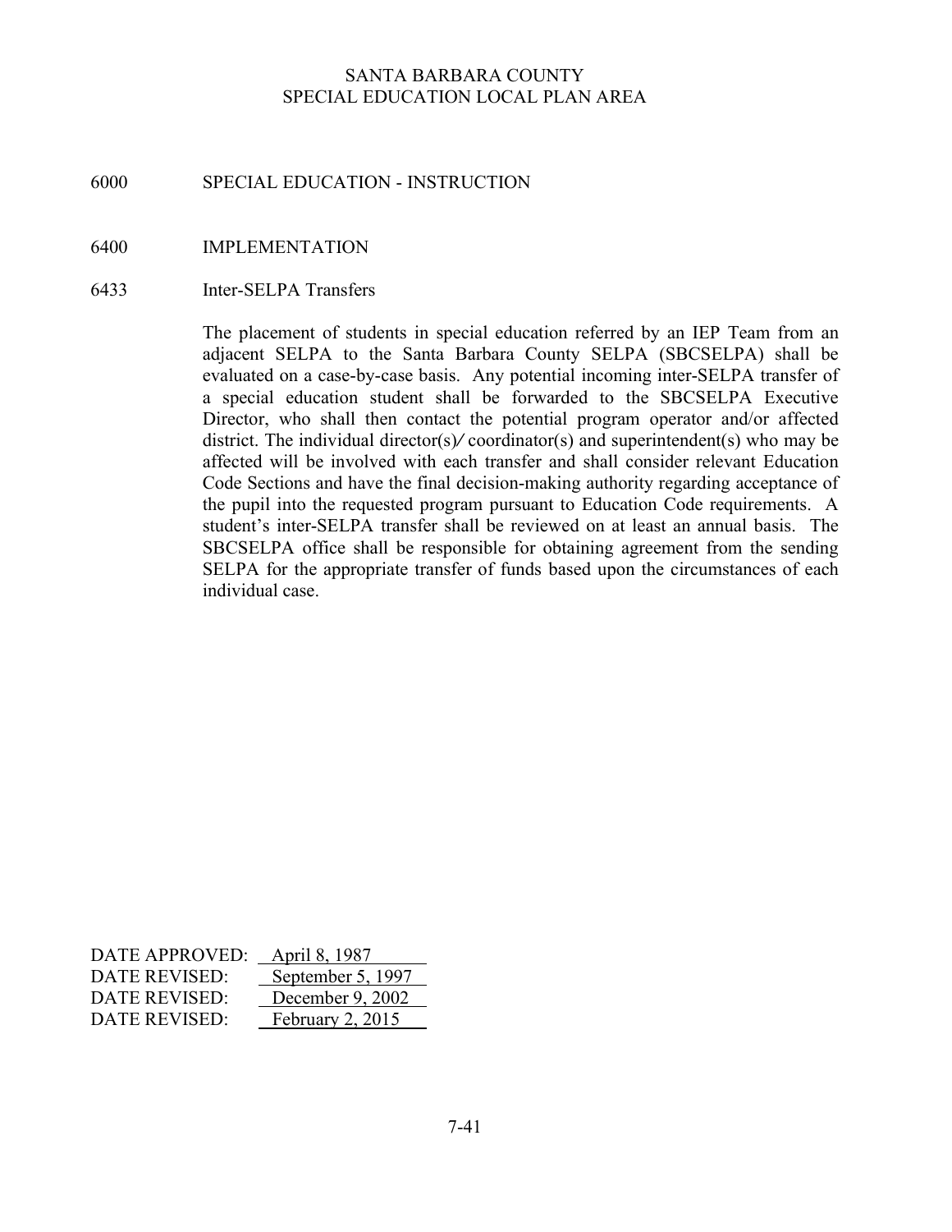SANTA BARBARA COUNTY
SPECIAL EDUCATION LOCAL PLAN AREA

## 6000 SPECIAL EDUCATION - INSTRUCTION

### 6400 IMPLEMENTATION

#### 6433 Inter-SELPA Transfers

The placement of students in special education referred by an IEP Team from an adjacent SELPA to the Santa Barbara County SELPA (SBCSELPA) shall be evaluated on a case-by-case basis. Any potential incoming inter-SELPA transfer of a special education student shall be forwarded to the SBCSELPA Executive Director, who shall then contact the potential program operator and/or affected district. The individual director(s)/ coordinator(s) and superintendent(s) who may be affected will be involved with each transfer and shall consider relevant Education Code Sections and have the final decision-making authority regarding acceptance of the pupil into the requested program pursuant to Education Code requirements. A student's inter-SELPA transfer shall be reviewed on at least an annual basis. The SBCSELPA office shall be responsible for obtaining agreement from the sending SELPA for the appropriate transfer of funds based upon the circumstances of each individual case.

DATE APPROVED: April 8, 1987
DATE REVISED: September 5, 1997
DATE REVISED: December 9, 2002
DATE REVISED: February 2, 2015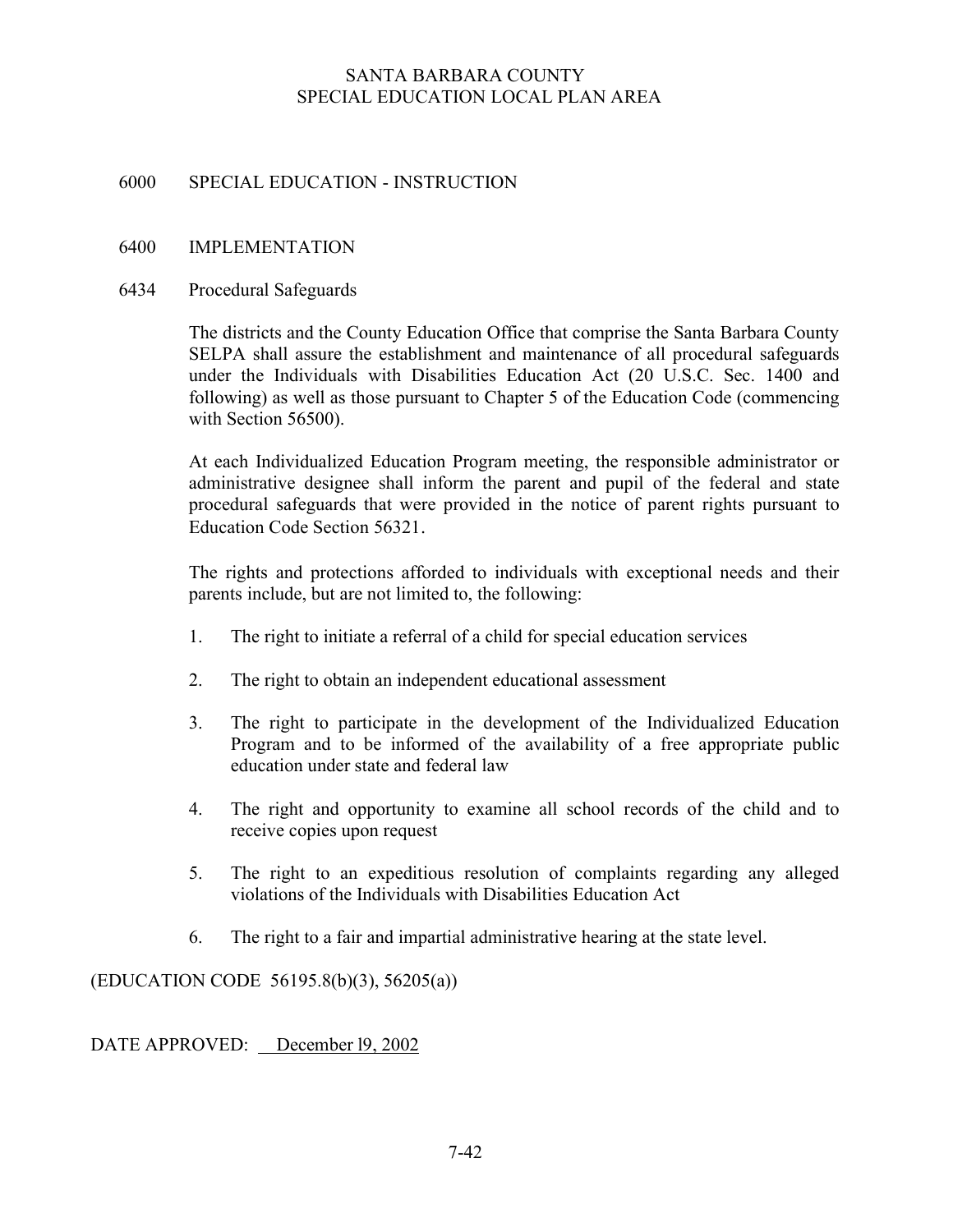SANTA BARBARA COUNTY
SPECIAL EDUCATION LOCAL PLAN AREA

# 6000 SPECIAL EDUCATION - INSTRUCTION

## 6400 IMPLEMENTATION

### 6434 Procedural Safeguards

The districts and the County Education Office that comprise the Santa Barbara County SELPA shall assure the establishment and maintenance of all procedural safeguards under the Individuals with Disabilities Education Act (20 U.S.C. Sec. 1400 and following) as well as those pursuant to Chapter 5 of the Education Code (commencing with Section 56500).

At each Individualized Education Program meeting, the responsible administrator or administrative designee shall inform the parent and pupil of the federal and state procedural safeguards that were provided in the notice of parent rights pursuant to Education Code Section 56321.

The rights and protections afforded to individuals with exceptional needs and their parents include, but are not limited to, the following:

1. The right to initiate a referral of a child for special education services
2. The right to obtain an independent educational assessment
3. The right to participate in the development of the Individualized Education Program and to be informed of the availability of a free appropriate public education under state and federal law
4. The right and opportunity to examine all school records of the child and to receive copies upon request
5. The right to an expeditious resolution of complaints regarding any alleged violations of the Individuals with Disabilities Education Act
6. The right to a fair and impartial administrative hearing at the state level.

(EDUCATION CODE 56195.8(b)(3), 56205(a))

DATE APPROVED: December l9, 2002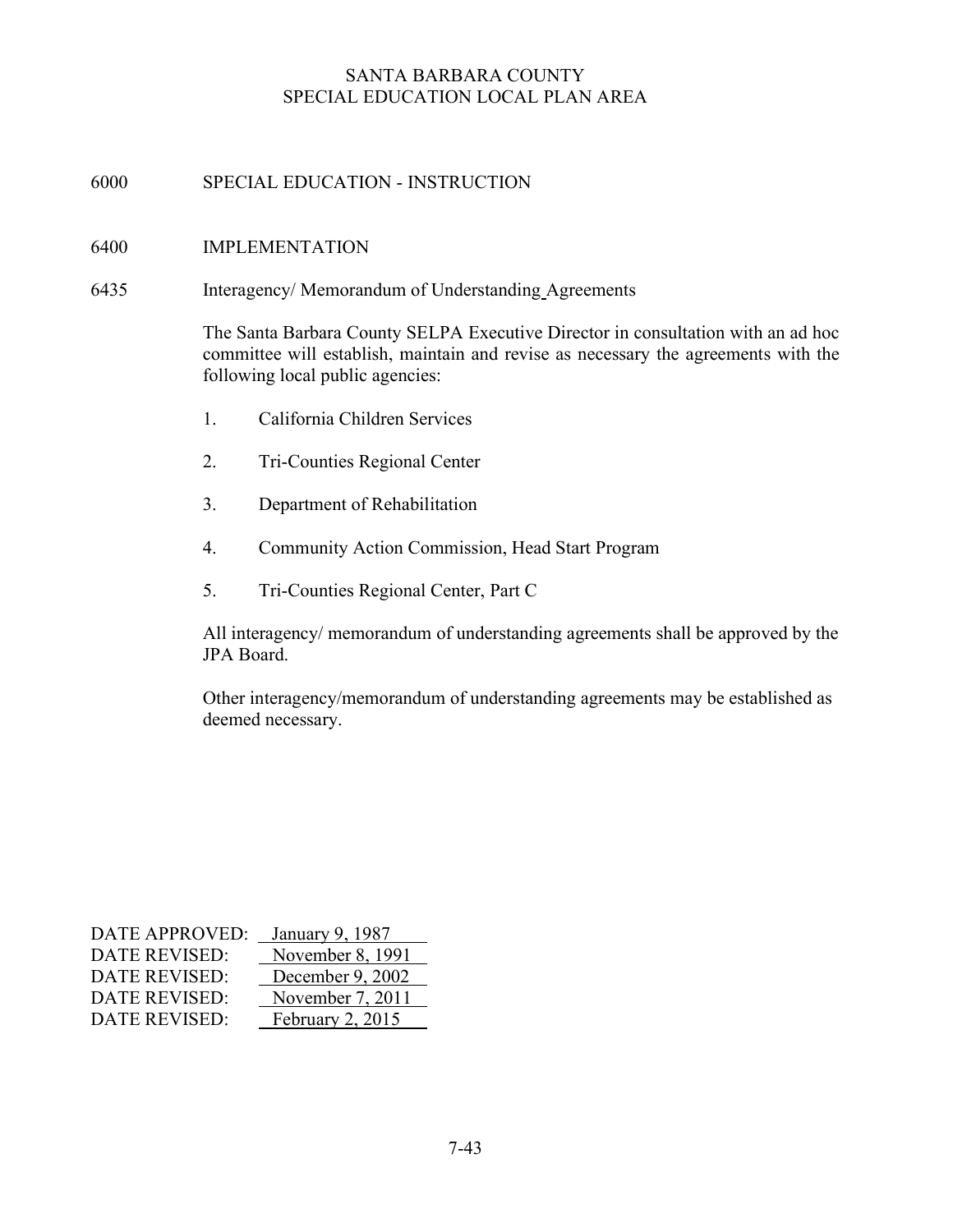SANTA BARBARA COUNTY
SPECIAL EDUCATION LOCAL PLAN AREA

6000 SPECIAL EDUCATION - INSTRUCTION

6400 IMPLEMENTATION

6435 Interagency/ Memorandum of Understanding Agreements

The Santa Barbara County SELPA Executive Director in consultation with an ad hoc committee will establish, maintain and revise as necessary the agreements with the following local public agencies:

1. California Children Services
2. Tri-Counties Regional Center
3. Department of Rehabilitation
4. Community Action Commission, Head Start Program
5. Tri-Counties Regional Center, Part C

All interagency/ memorandum of understanding agreements shall be approved by the JPA Board.

Other interagency/memorandum of understanding agreements may be established as deemed necessary.

DATE APPROVED: January 9, 1987
DATE REVISED: November 8, 1991
DATE REVISED: December 9, 2002
DATE REVISED: November 7, 2011
DATE REVISED: February 2, 2015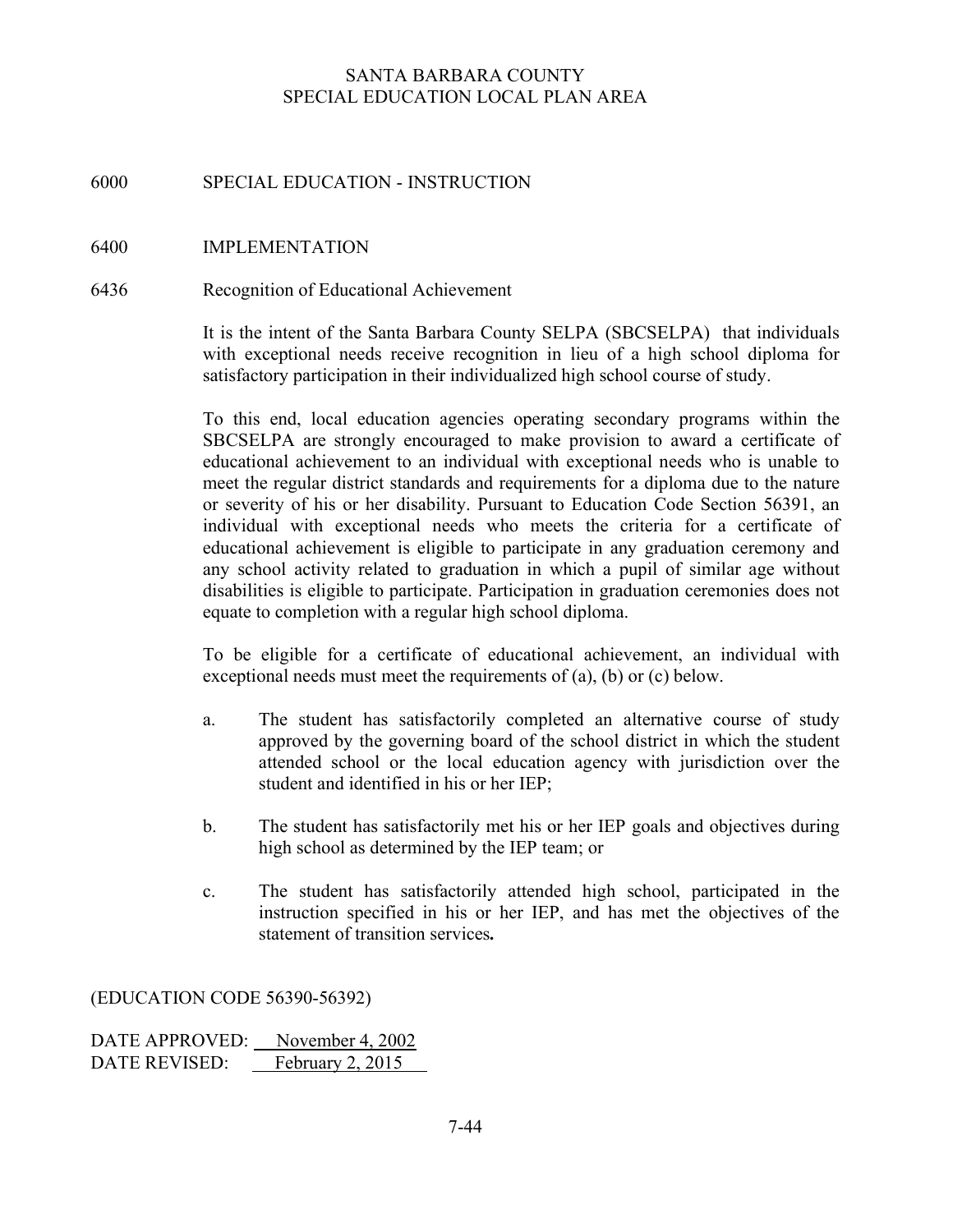SANTA BARBARA COUNTY
SPECIAL EDUCATION LOCAL PLAN AREA

# 6000 SPECIAL EDUCATION - INSTRUCTION

## 6400 IMPLEMENTATION

### 6436 Recognition of Educational Achievement

It is the intent of the Santa Barbara County SELPA (SBCSELPA) that individuals with exceptional needs receive recognition in lieu of a high school diploma for satisfactory participation in their individualized high school course of study.

To this end, local education agencies operating secondary programs within the SBCSELPA are strongly encouraged to make provision to award a certificate of educational achievement to an individual with exceptional needs who is unable to meet the regular district standards and requirements for a diploma due to the nature or severity of his or her disability. Pursuant to Education Code Section 56391, an individual with exceptional needs who meets the criteria for a certificate of educational achievement is eligible to participate in any graduation ceremony and any school activity related to graduation in which a pupil of similar age without disabilities is eligible to participate. Participation in graduation ceremonies does not equate to completion with a regular high school diploma.

To be eligible for a certificate of educational achievement, an individual with exceptional needs must meet the requirements of (a), (b) or (c) below.

a. The student has satisfactorily completed an alternative course of study approved by the governing board of the school district in which the student attended school or the local education agency with jurisdiction over the student and identified in his or her IEP;

b. The student has satisfactorily met his or her IEP goals and objectives during high school as determined by the IEP team; or

c. The student has satisfactorily attended high school, participated in the instruction specified in his or her IEP, and has met the objectives of the statement of transition services**.**

(EDUCATION CODE 56390-56392)

DATE APPROVED: November 4, 2002
DATE REVISED: February 2, 2015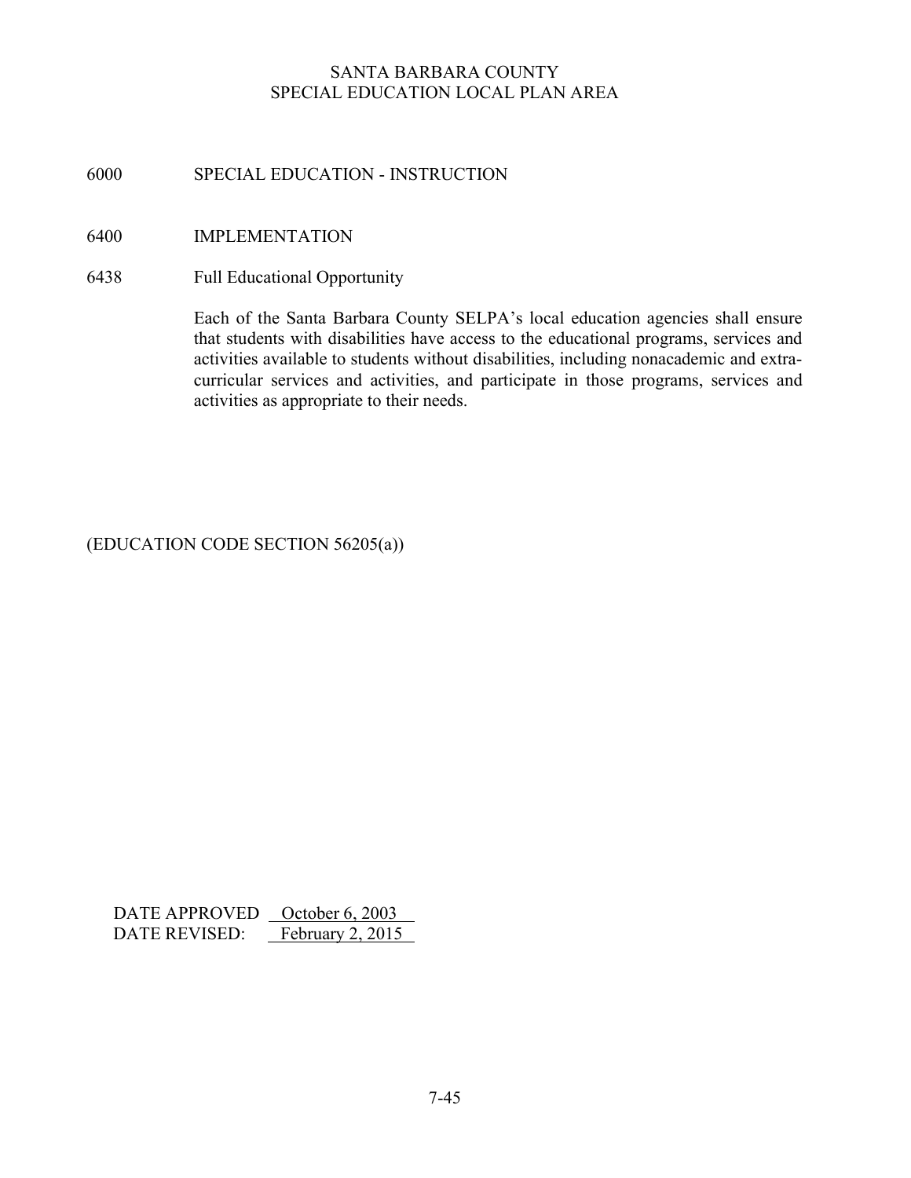SANTA BARBARA COUNTY
SPECIAL EDUCATION LOCAL PLAN AREA

# 6000 SPECIAL EDUCATION - INSTRUCTION

## 6400 IMPLEMENTATION

### 6438 Full Educational Opportunity

Each of the Santa Barbara County SELPA's local education agencies shall ensure that students with disabilities have access to the educational programs, services and activities available to students without disabilities, including nonacademic and extra-curricular services and activities, and participate in those programs, services and activities as appropriate to their needs.

(EDUCATION CODE SECTION 56205(a))

DATE APPROVED October 6, 2003
DATE REVISED: February 2, 2015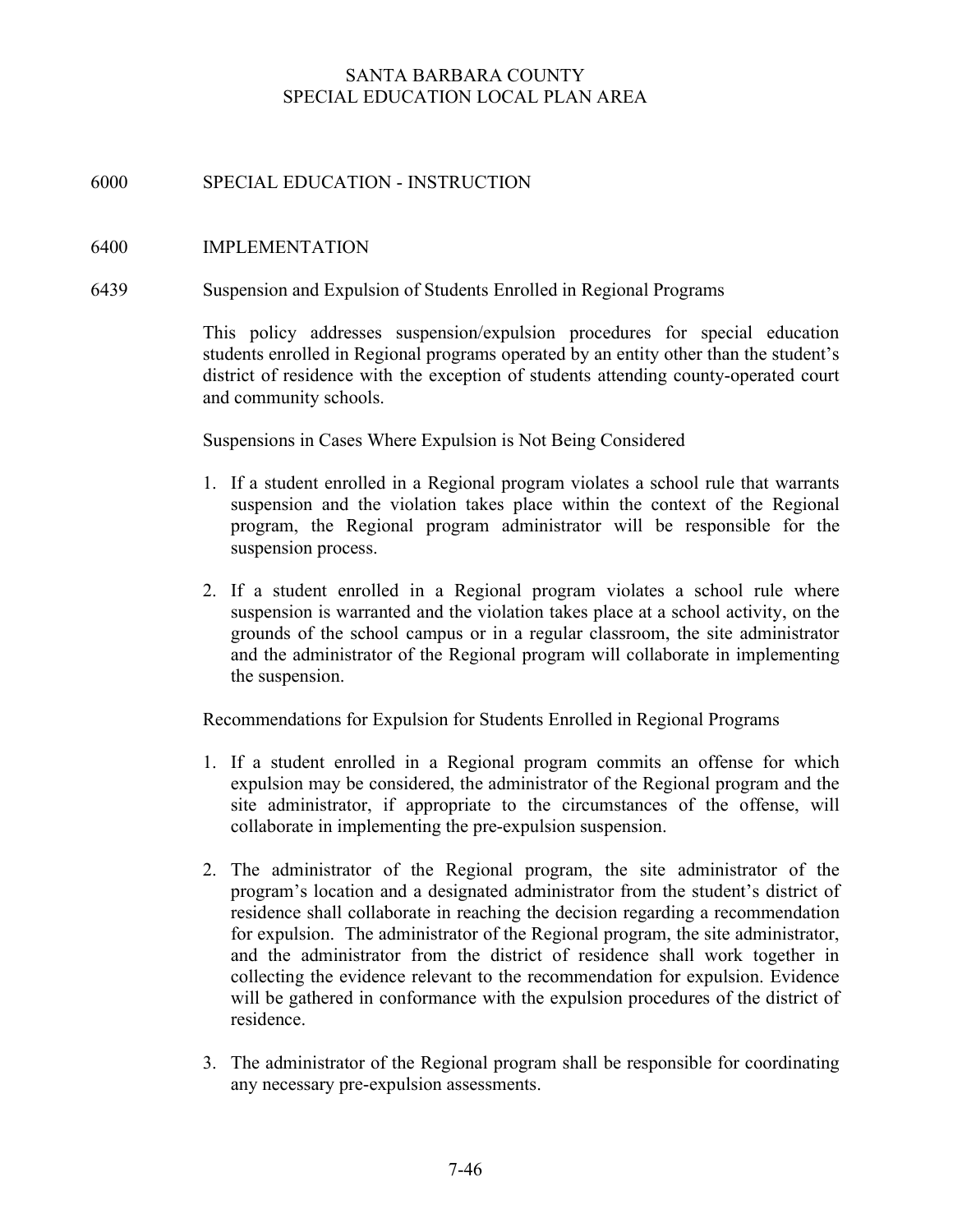SANTA BARBARA COUNTY
SPECIAL EDUCATION LOCAL PLAN AREA

# 6000 SPECIAL EDUCATION - INSTRUCTION

## 6400 IMPLEMENTATION

### 6439 Suspension and Expulsion of Students Enrolled in Regional Programs

This policy addresses suspension/expulsion procedures for special education students enrolled in Regional programs operated by an entity other than the student's district of residence with the exception of students attending county-operated court and community schools.

Suspensions in Cases Where Expulsion is Not Being Considered

1. If a student enrolled in a Regional program violates a school rule that warrants suspension and the violation takes place within the context of the Regional program, the Regional program administrator will be responsible for the suspension process.
2. If a student enrolled in a Regional program violates a school rule where suspension is warranted and the violation takes place at a school activity, on the grounds of the school campus or in a regular classroom, the site administrator and the administrator of the Regional program will collaborate in implementing the suspension.

Recommendations for Expulsion for Students Enrolled in Regional Programs

1. If a student enrolled in a Regional program commits an offense for which expulsion may be considered, the administrator of the Regional program and the site administrator, if appropriate to the circumstances of the offense, will collaborate in implementing the pre-expulsion suspension.
2. The administrator of the Regional program, the site administrator of the program's location and a designated administrator from the student's district of residence shall collaborate in reaching the decision regarding a recommendation for expulsion. The administrator of the Regional program, the site administrator, and the administrator from the district of residence shall work together in collecting the evidence relevant to the recommendation for expulsion. Evidence will be gathered in conformance with the expulsion procedures of the district of residence.
3. The administrator of the Regional program shall be responsible for coordinating any necessary pre-expulsion assessments.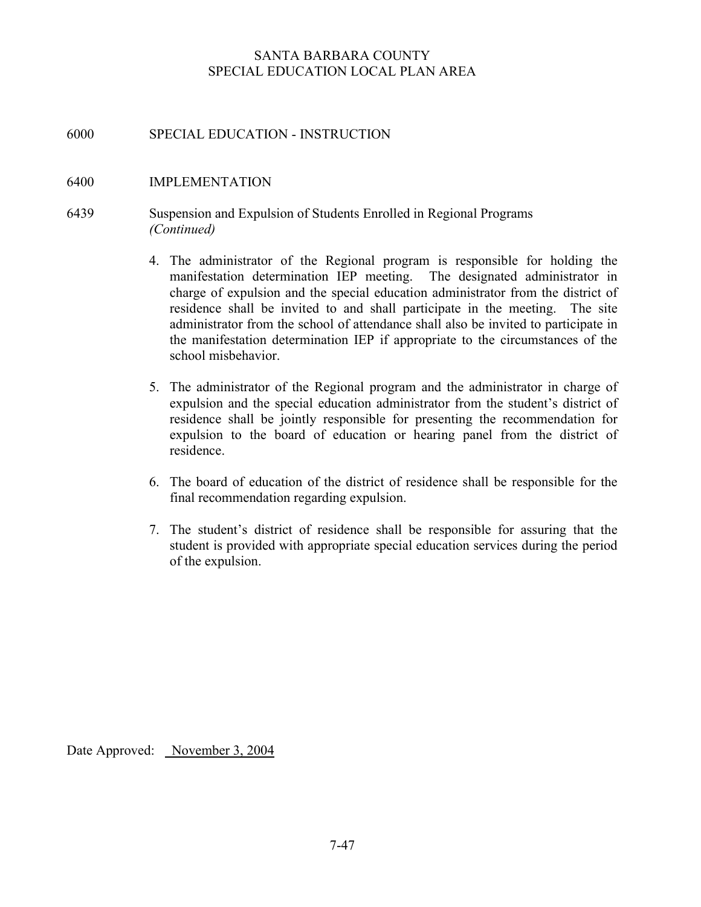SANTA BARBARA COUNTY
SPECIAL EDUCATION LOCAL PLAN AREA

6000 SPECIAL EDUCATION - INSTRUCTION

6400 IMPLEMENTATION

6439 Suspension and Expulsion of Students Enrolled in Regional Programs
*(Continued)*

4. The administrator of the Regional program is responsible for holding the manifestation determination IEP meeting. The designated administrator in charge of expulsion and the special education administrator from the district of residence shall be invited to and shall participate in the meeting. The site administrator from the school of attendance shall also be invited to participate in the manifestation determination IEP if appropriate to the circumstances of the school misbehavior.

5. The administrator of the Regional program and the administrator in charge of expulsion and the special education administrator from the student's district of residence shall be jointly responsible for presenting the recommendation for expulsion to the board of education or hearing panel from the district of residence.

6. The board of education of the district of residence shall be responsible for the final recommendation regarding expulsion.

7. The student's district of residence shall be responsible for assuring that the student is provided with appropriate special education services during the period of the expulsion.

Date Approved: November 3, 2004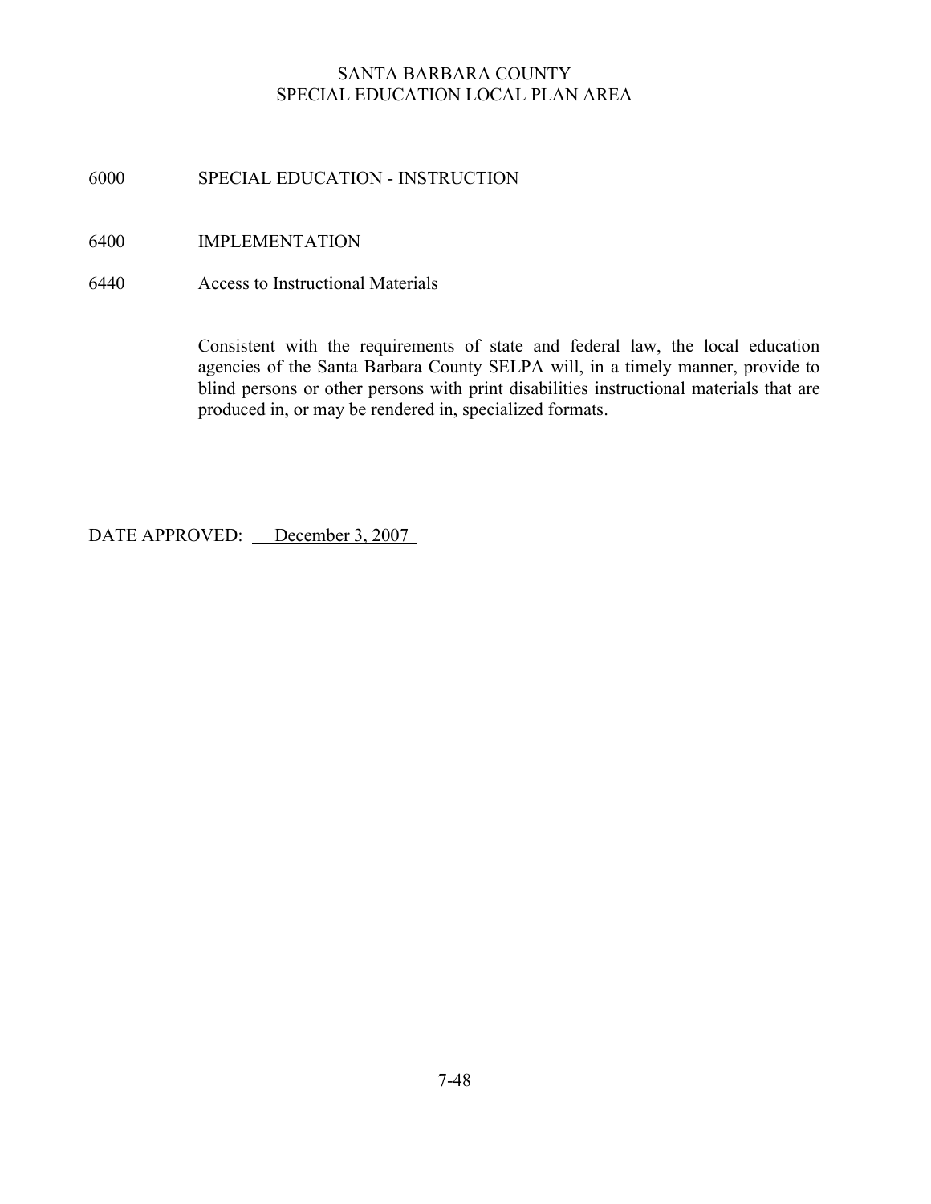SANTA BARBARA COUNTY
SPECIAL EDUCATION LOCAL PLAN AREA

## 6000 SPECIAL EDUCATION - INSTRUCTION

## 6400 IMPLEMENTATION

### 6440 Access to Instructional Materials

Consistent with the requirements of state and federal law, the local education agencies of the Santa Barbara County SELPA will, in a timely manner, provide to blind persons or other persons with print disabilities instructional materials that are produced in, or may be rendered in, specialized formats.

DATE APPROVED: December 3, 2007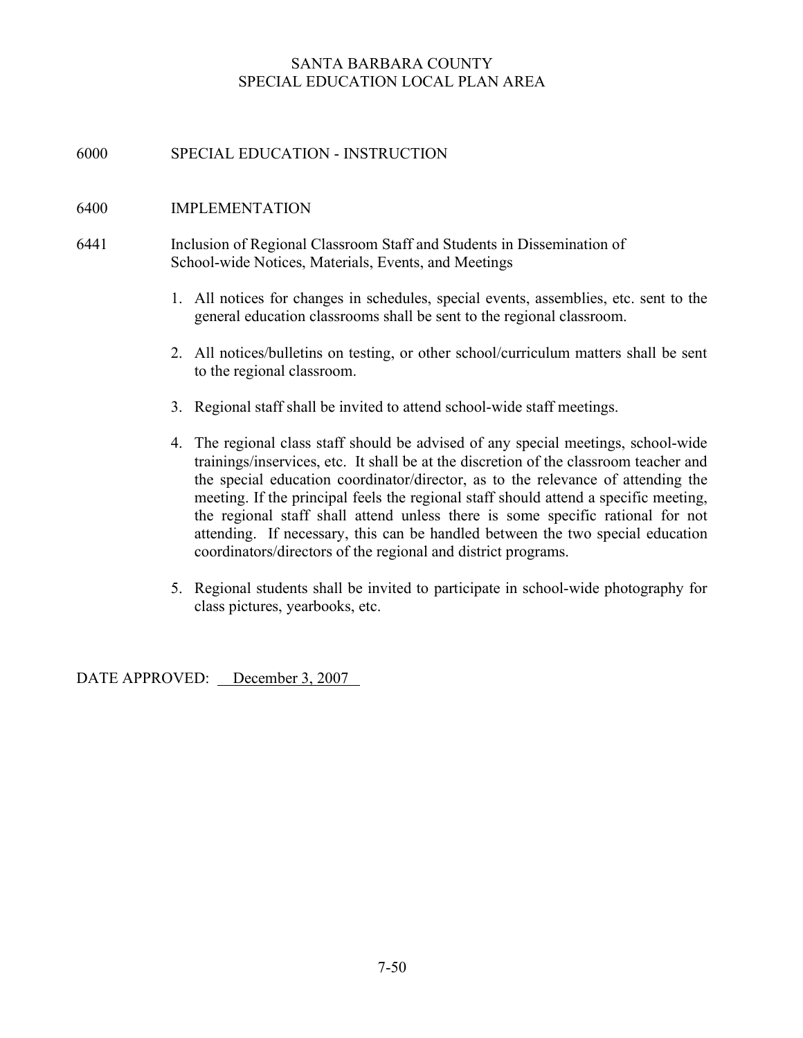SANTA BARBARA COUNTY
SPECIAL EDUCATION LOCAL PLAN AREA

# 6000 SPECIAL EDUCATION - INSTRUCTION

## 6400 IMPLEMENTATION

### 6441 Inclusion of Regional Classroom Staff and Students in Dissemination of School-wide Notices, Materials, Events, and Meetings

1. All notices for changes in schedules, special events, assemblies, etc. sent to the general education classrooms shall be sent to the regional classroom.

2. All notices/bulletins on testing, or other school/curriculum matters shall be sent to the regional classroom.

3. Regional staff shall be invited to attend school-wide staff meetings.

4. The regional class staff should be advised of any special meetings, school-wide trainings/inservices, etc. It shall be at the discretion of the classroom teacher and the special education coordinator/director, as to the relevance of attending the meeting. If the principal feels the regional staff should attend a specific meeting, the regional staff shall attend unless there is some specific rational for not attending. If necessary, this can be handled between the two special education coordinators/directors of the regional and district programs.

5. Regional students shall be invited to participate in school-wide photography for class pictures, yearbooks, etc.

DATE APPROVED: December 3, 2007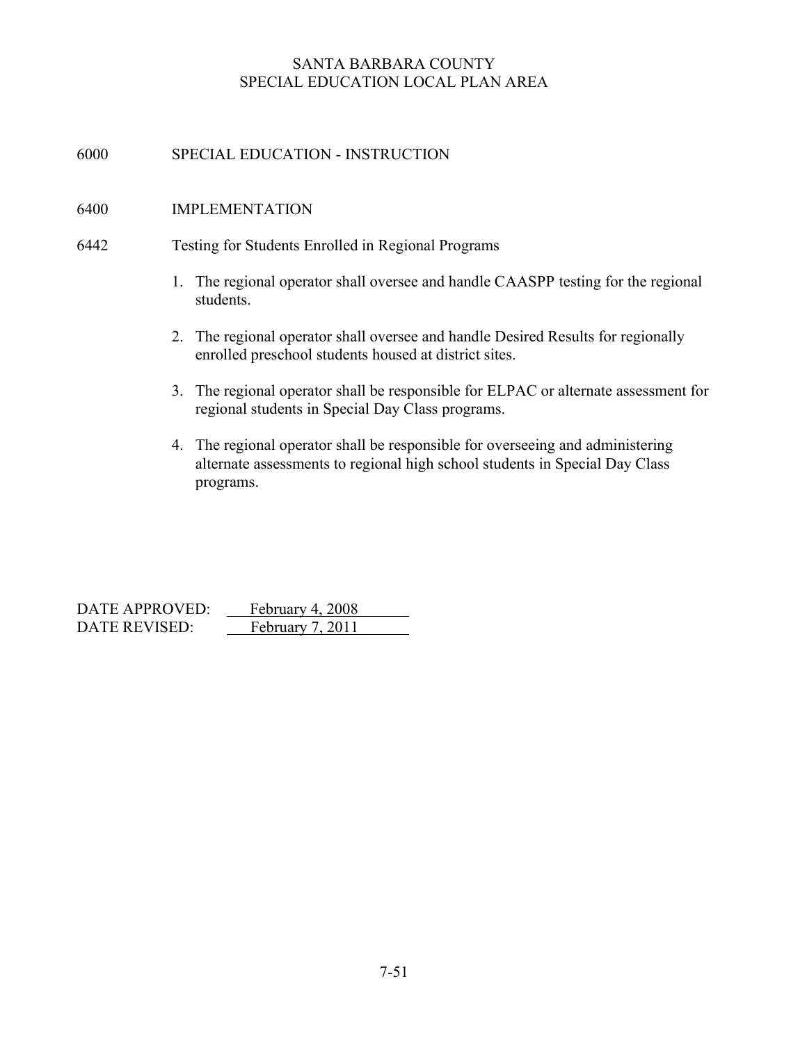# SANTA BARBARA COUNTY
# SPECIAL EDUCATION LOCAL PLAN AREA

## 6000 SPECIAL EDUCATION - INSTRUCTION

## 6400 IMPLEMENTATION

### 6442 Testing for Students Enrolled in Regional Programs

1. The regional operator shall oversee and handle CAASPP testing for the regional students.

2. The regional operator shall oversee and handle Desired Results for regionally enrolled preschool students housed at district sites.

3. The regional operator shall be responsible for ELPAC or alternate assessment for regional students in Special Day Class programs.

4. The regional operator shall be responsible for overseeing and administering alternate assessments to regional high school students in Special Day Class programs.

DATE APPROVED: February 4, 2008
DATE REVISED: February 7, 2011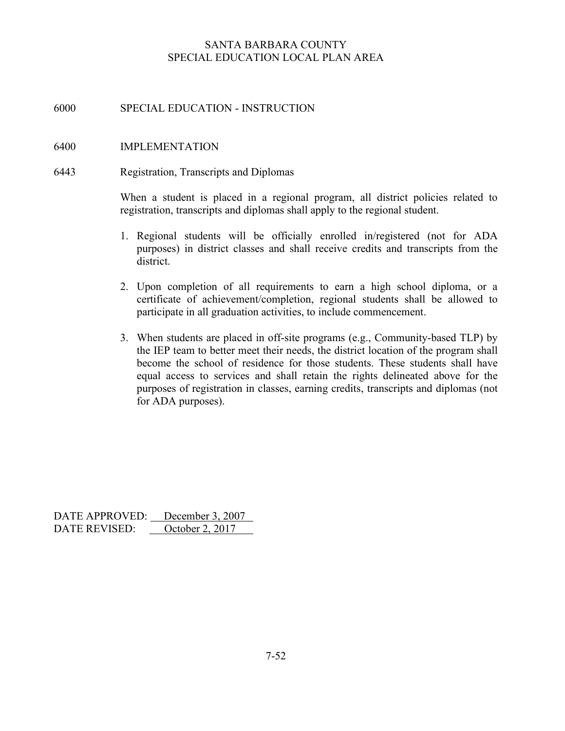SANTA BARBARA COUNTY
SPECIAL EDUCATION LOCAL PLAN AREA

## 6000 SPECIAL EDUCATION - INSTRUCTION

## 6400 IMPLEMENTATION

### 6443 Registration, Transcripts and Diplomas

When a student is placed in a regional program, all district policies related to registration, transcripts and diplomas shall apply to the regional student.

1. Regional students will be officially enrolled in/registered (not for ADA purposes) in district classes and shall receive credits and transcripts from the district.

2. Upon completion of all requirements to earn a high school diploma, or a certificate of achievement/completion, regional students shall be allowed to participate in all graduation activities, to include commencement.

3. When students are placed in off-site programs (e.g., Community-based TLP) by the IEP team to better meet their needs, the district location of the program shall become the school of residence for those students. These students shall have equal access to services and shall retain the rights delineated above for the purposes of registration in classes, earning credits, transcripts and diplomas (not for ADA purposes).

DATE APPROVED: December 3, 2007
DATE REVISED: October 2, 2017